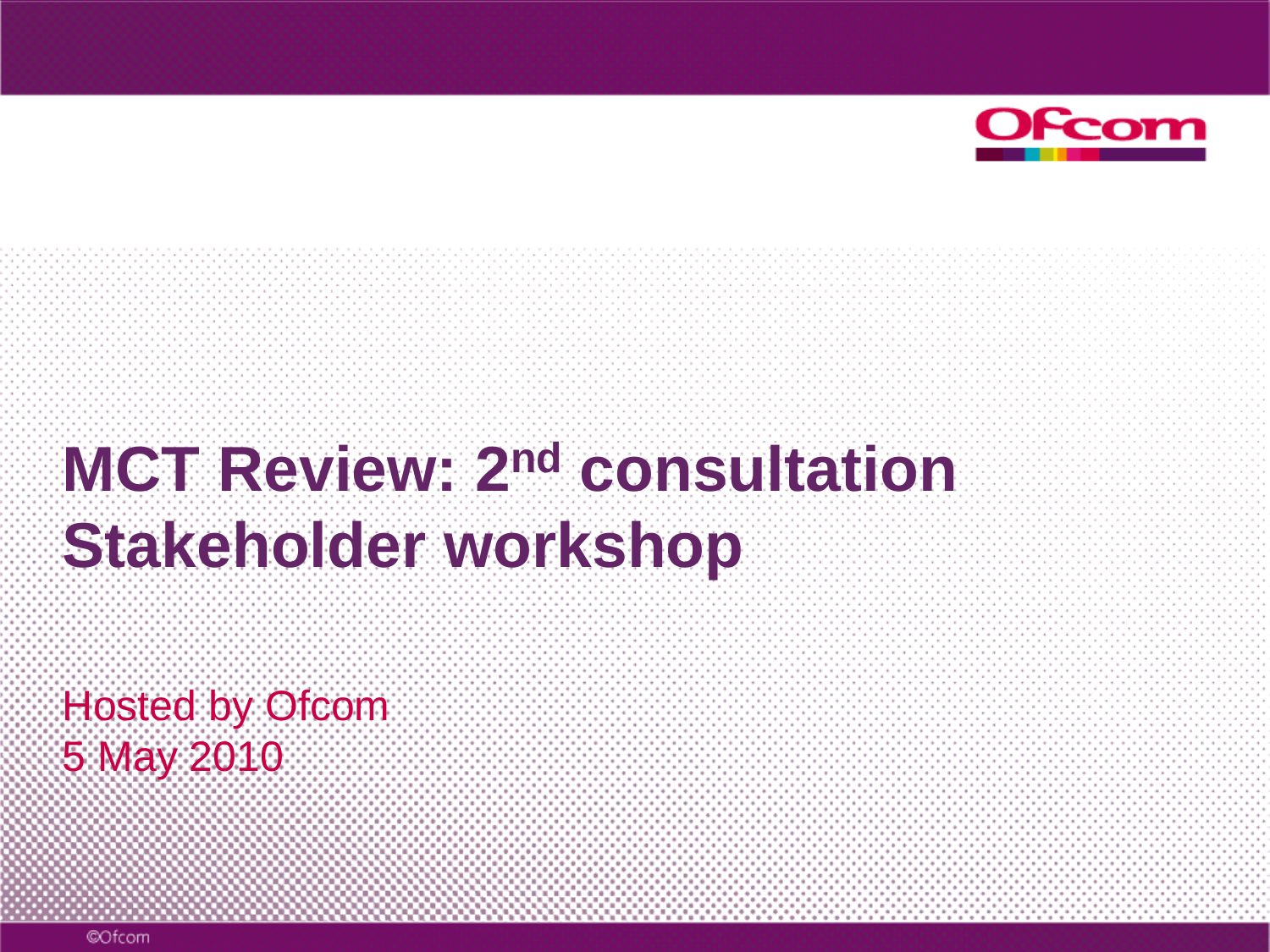# MCT Review: 2nd consultation Stakeholder workshop

Hosted by Ofcom
5 May 2010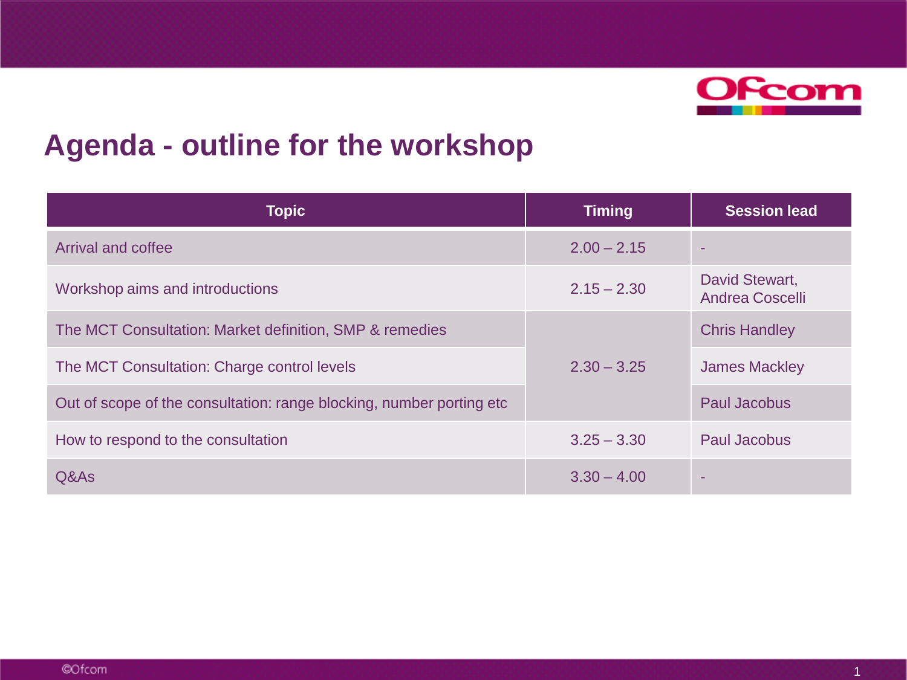# Agenda - outline for the workshop

| Topic | Timing | Session lead |
|---|---|---|
| Arrival and coffee | 2.00 – 2.15 | - |
| Workshop aims and introductions | 2.15 – 2.30 | David Stewart, Andrea Coscelli |
| The MCT Consultation: Market definition, SMP & remedies | 2.30 – 3.25 | Chris Handley |
| The MCT Consultation: Charge control levels | | James Mackley |
| Out of scope of the consultation: range blocking, number porting etc | | Paul Jacobus |
| How to respond to the consultation | 3.25 – 3.30 | Paul Jacobus |
| Q&As | 3.30 – 4.00 | - |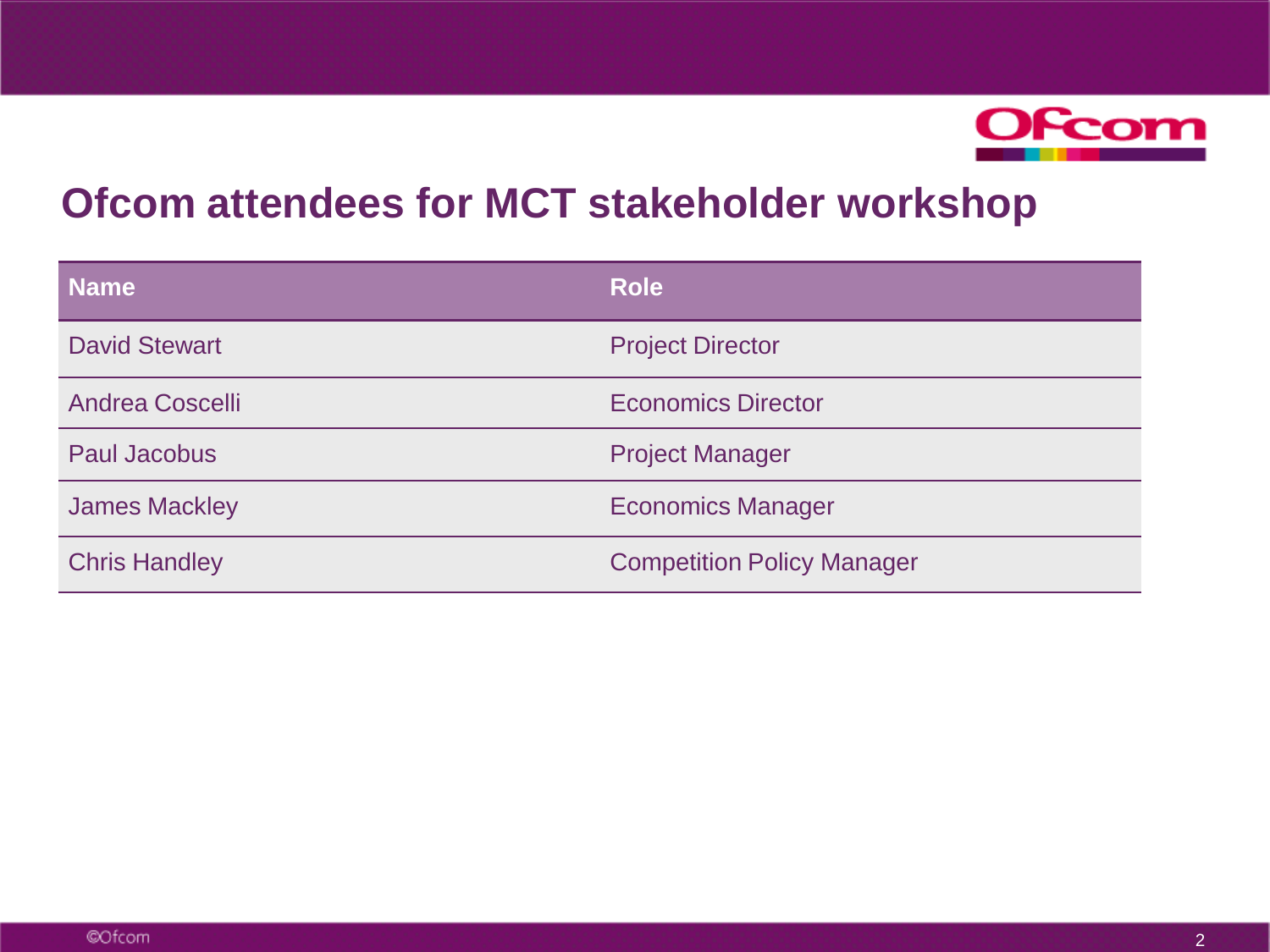# Ofcom attendees for MCT stakeholder workshop

| Name | Role |
| --- | --- |
| David Stewart | Project Director |
| Andrea Coscelli | Economics Director |
| Paul Jacobus | Project Manager |
| James Mackley | Economics Manager |
| Chris Handley | Competition Policy Manager |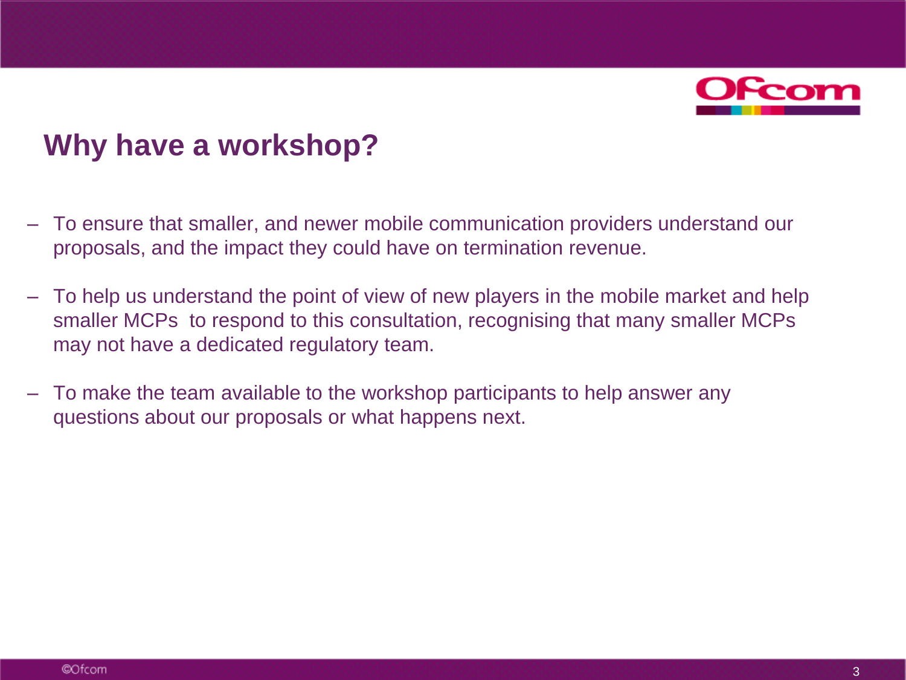# Why have a workshop?

- To ensure that smaller, and newer mobile communication providers understand our proposals, and the impact they could have on termination revenue.
- To help us understand the point of view of new players in the mobile market and help smaller MCPs to respond to this consultation, recognising that many smaller MCPs may not have a dedicated regulatory team.
- To make the team available to the workshop participants to help answer any questions about our proposals or what happens next.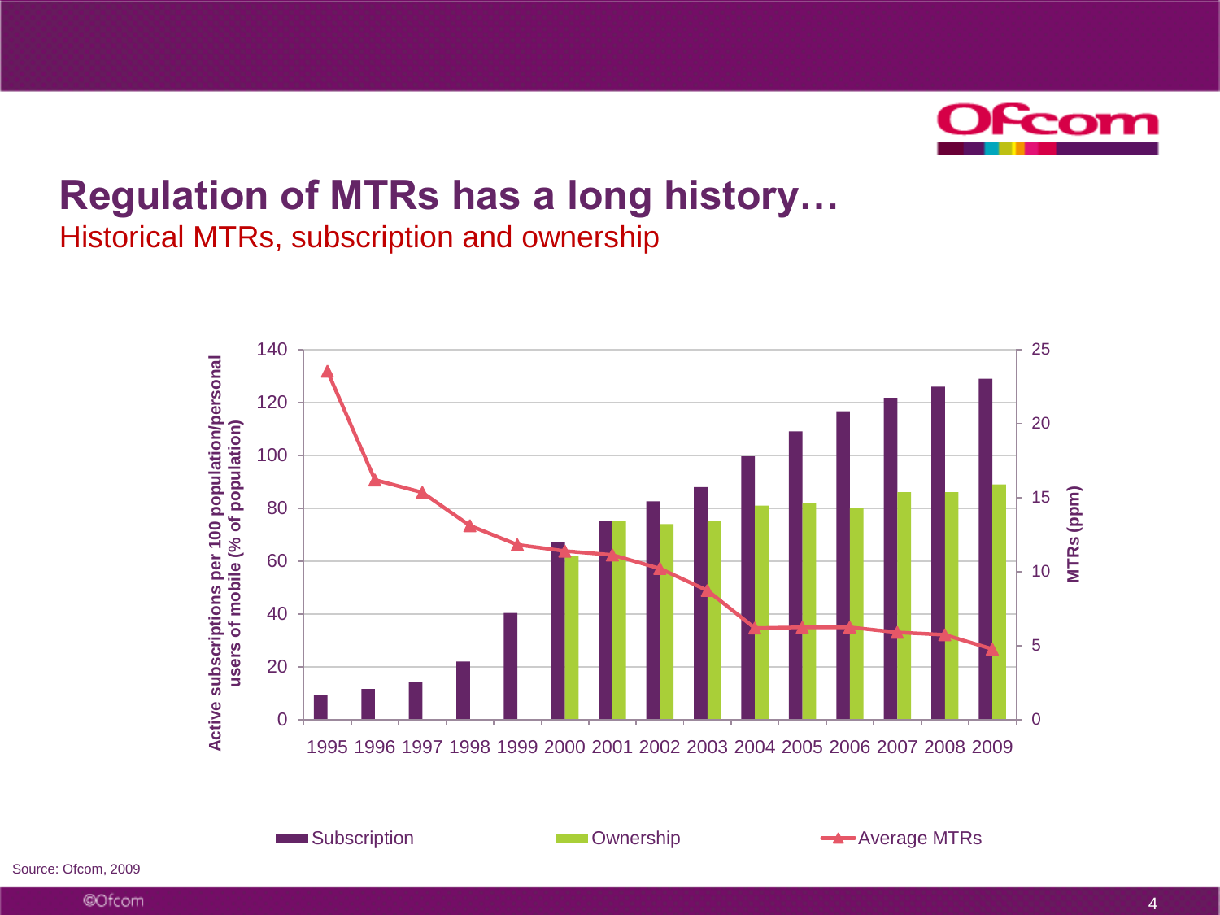# Regulation of MTRs has a long history…

## Historical MTRs, subscription and ownership

Source: Ofcom, 2009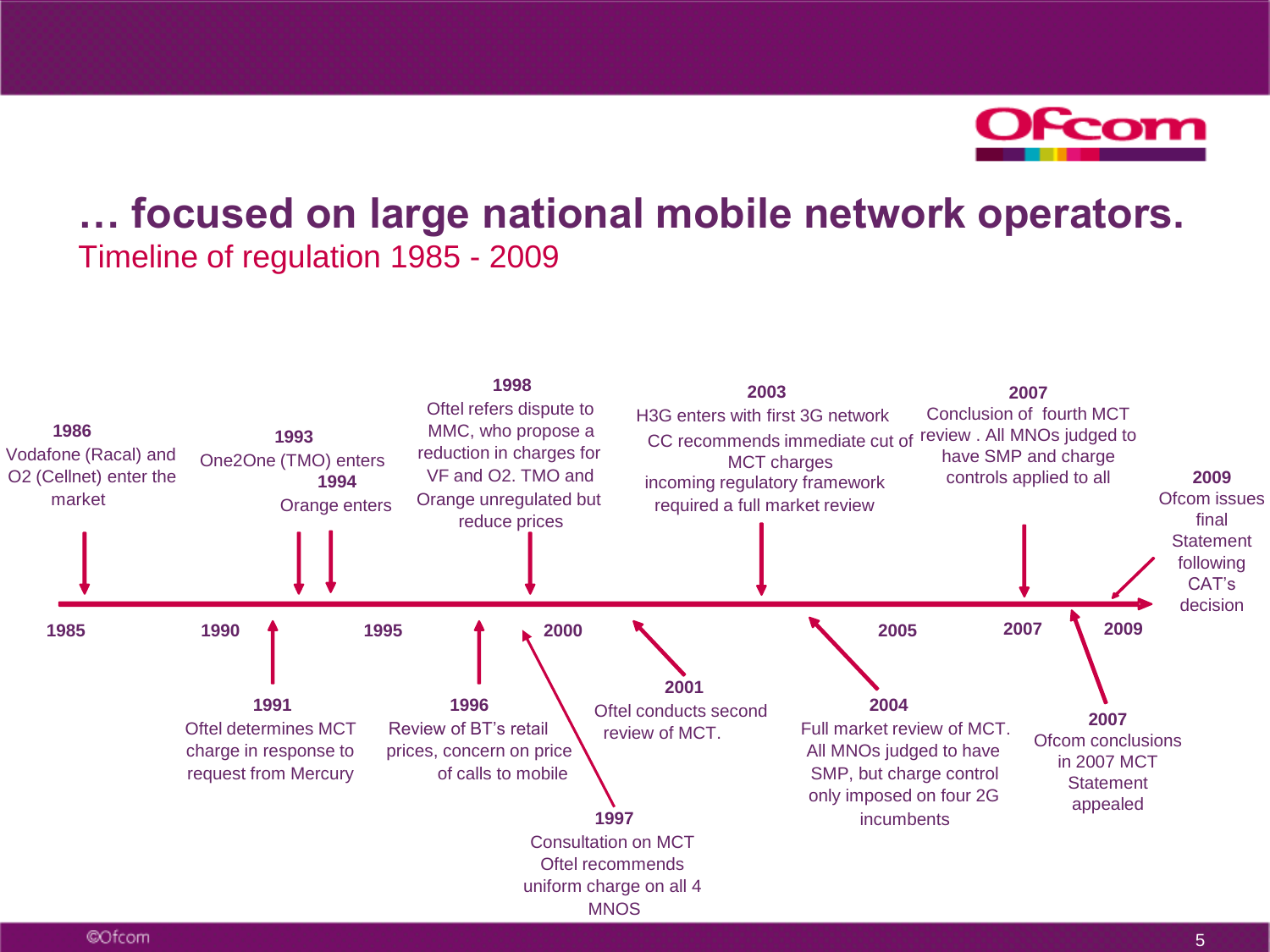# … focused on large national mobile network operators.

## Timeline of regulation 1985 - 2009

- **1986** – Vodafone (Racal) and O2 (Cellnet) enter the market
- **1991** – Oftel determines MCT charge in response to request from Mercury
- **1993** – One2One (TMO) enters
- **1994** – Orange enters
- **1996** – Review of BT's retail prices, concern on price of calls to mobile
- **1997** – Consultation on MCT Oftel recommends uniform charge on all 4 MNOS
- **1998** – Oftel refers dispute to MMC, who propose a reduction in charges for VF and O2. TMO and Orange unregulated but reduce prices
- **2001** – Oftel conducts second review of MCT.
- **2003** – H3G enters with first 3G network. CC recommends immediate cut of MCT charges incoming regulatory framework required a full market review
- **2004** – Full market review of MCT. All MNOs judged to have SMP, but charge control only imposed on four 2G incumbents
- **2007** – Conclusion of fourth MCT review . All MNOs judged to have SMP and charge controls applied to all
- **2007** – Ofcom conclusions in 2007 MCT Statement appealed
- **2009** – Ofcom issues final Statement following CAT's decision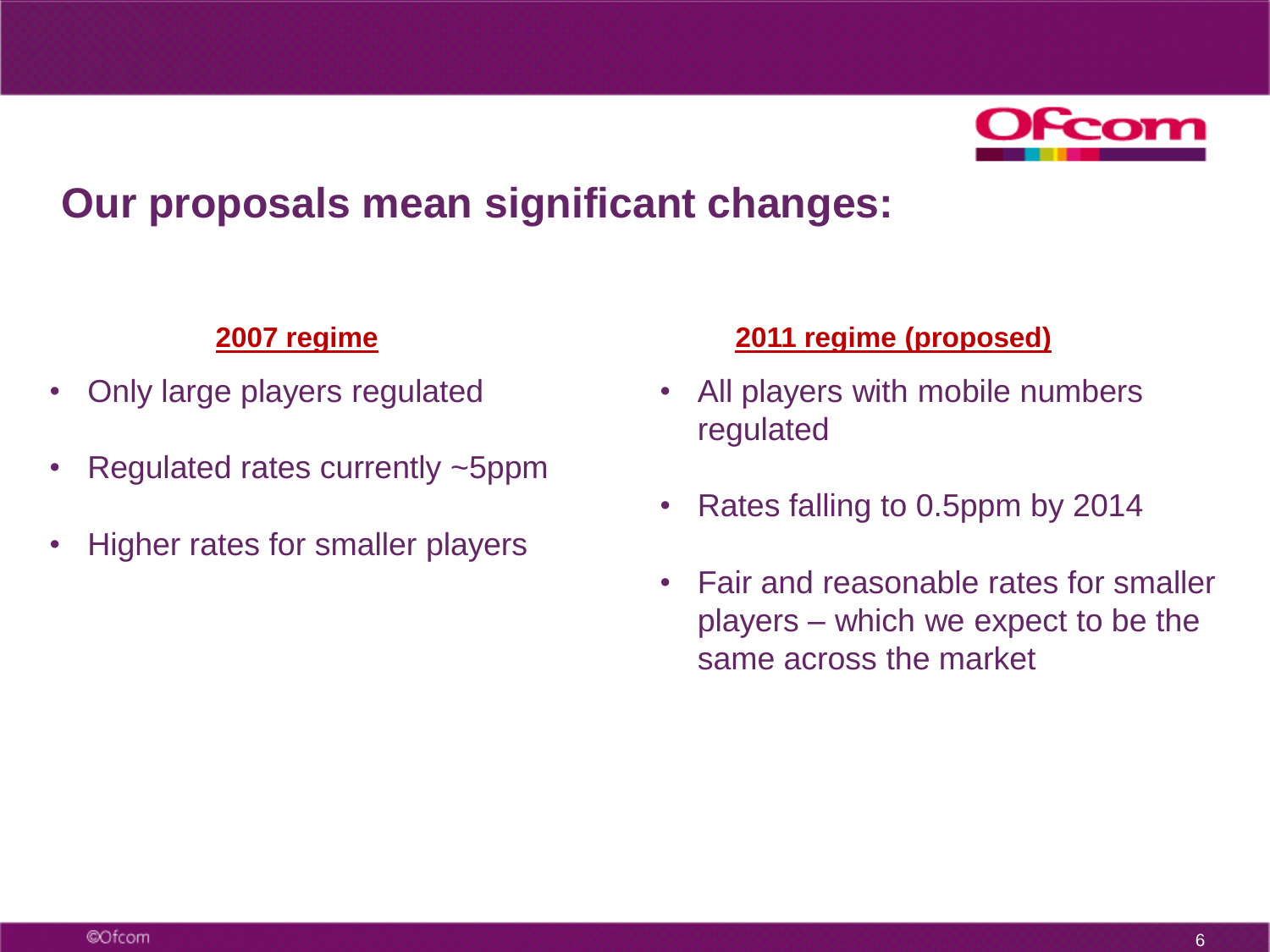# Our proposals mean significant changes:

**2007 regime**

- Only large players regulated
- Regulated rates currently ~5ppm
- Higher rates for smaller players

**2011 regime (proposed)**

- All players with mobile numbers regulated
- Rates falling to 0.5ppm by 2014
- Fair and reasonable rates for smaller players – which we expect to be the same across the market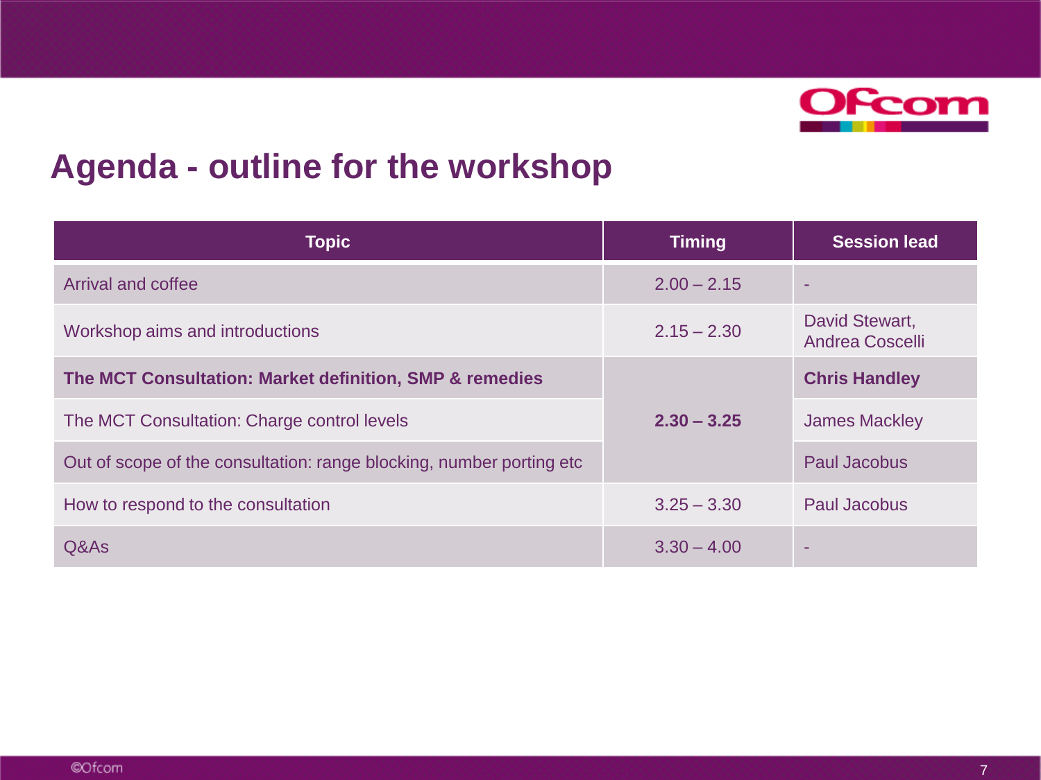# Agenda - outline for the workshop

| Topic | Timing | Session lead |
|---|---|---|
| Arrival and coffee | 2.00 – 2.15 | - |
| Workshop aims and introductions | 2.15 – 2.30 | David Stewart, Andrea Coscelli |
| **The MCT Consultation: Market definition, SMP & remedies** | **2.30 – 3.25** | **Chris Handley** |
| The MCT Consultation: Charge control levels | | James Mackley |
| Out of scope of the consultation: range blocking, number porting etc | | Paul Jacobus |
| How to respond to the consultation | 3.25 – 3.30 | Paul Jacobus |
| Q&As | 3.30 – 4.00 | - |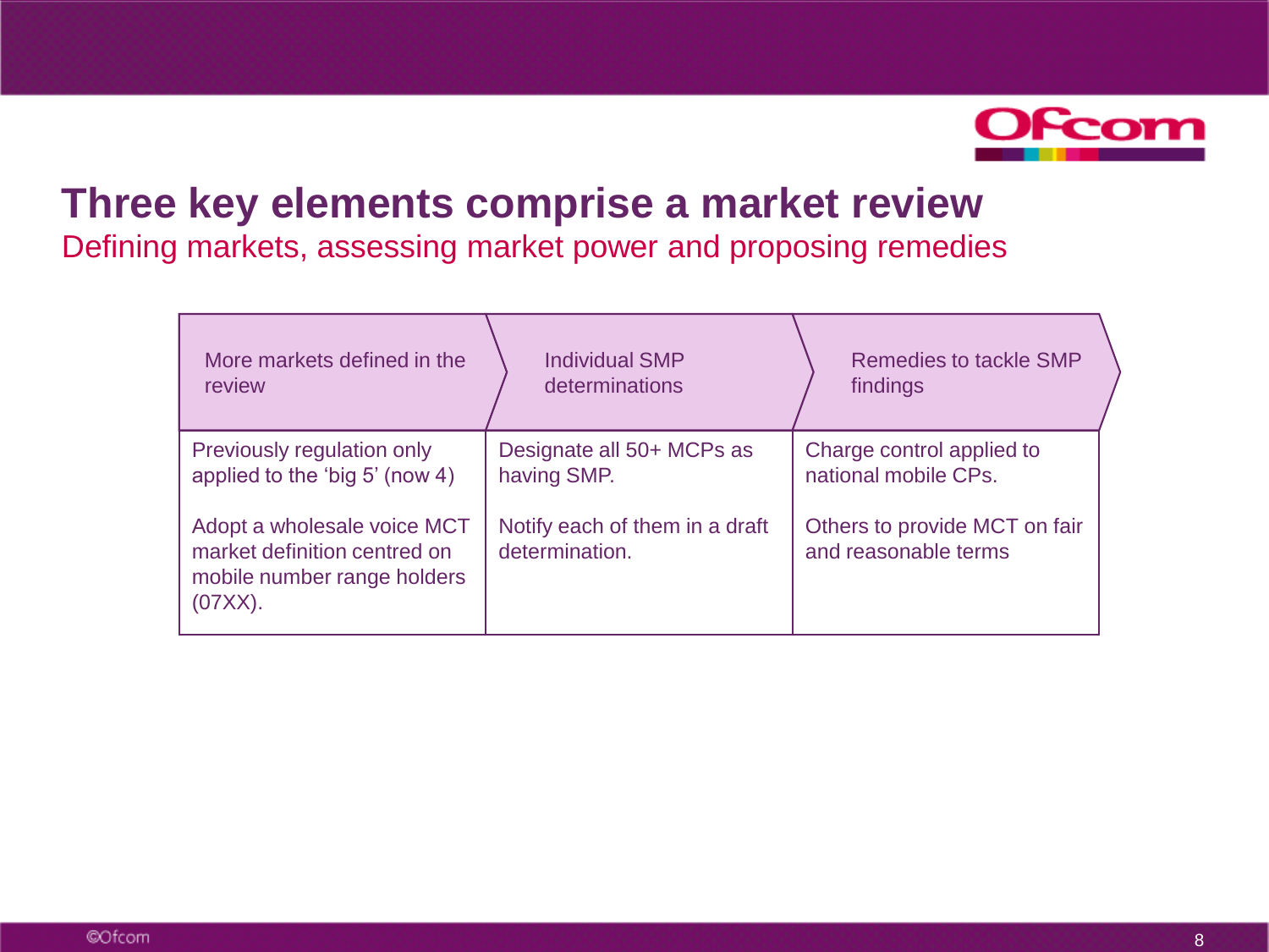# Three key elements comprise a market review

## Defining markets, assessing market power and proposing remedies

| More markets defined in the review | Individual SMP determinations | Remedies to tackle SMP findings |
|---|---|---|
| Previously regulation only applied to the 'big 5' (now 4)<br><br>Adopt a wholesale voice MCT market definition centred on mobile number range holders (07XX). | Designate all 50+ MCPs as having SMP.<br><br>Notify each of them in a draft determination. | Charge control applied to national mobile CPs.<br><br>Others to provide MCT on fair and reasonable terms |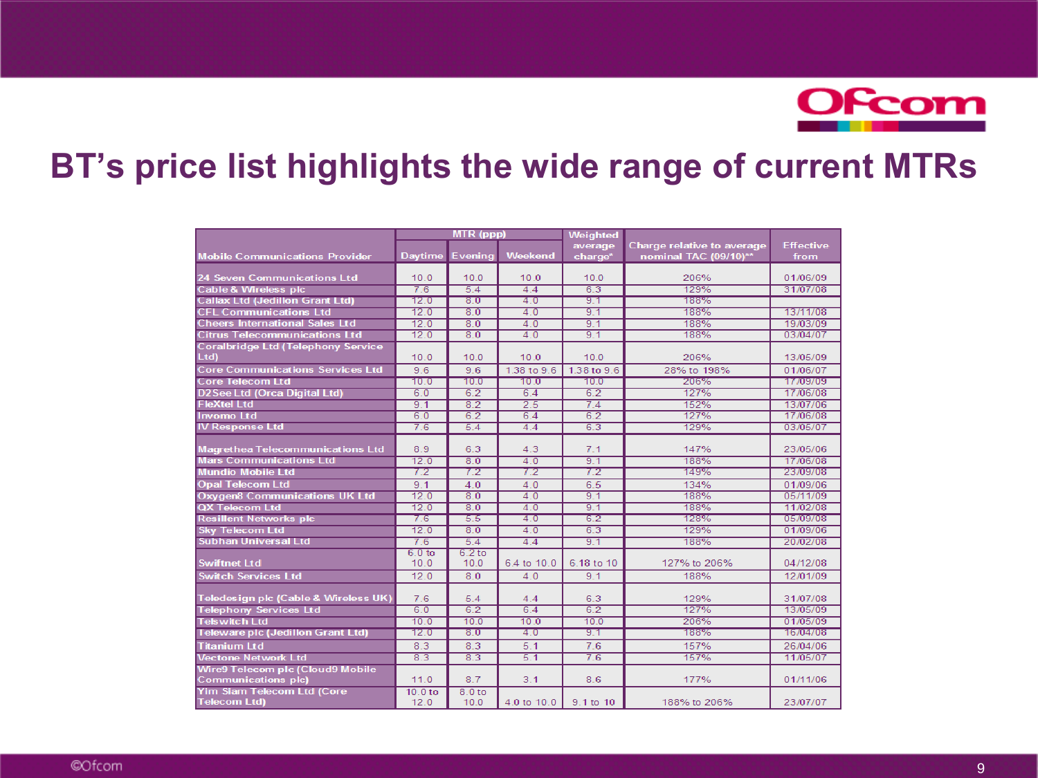# BT's price list highlights the wide range of current MTRs

| Mobile Communications Provider | MTR (ppp) | | | Weighted average charge* | Charge relative to average nominal TAC (09/10)** | Effective from |
|---|---|---|---|---|---|---|
| | Daytime | Evening | Weekend | | | |
| 24 Seven Communications Ltd | 10.0 | 10.0 | 10.0 | 10.0 | 206% | 01/06/09 |
| Cable & Wireless plc | 7.6 | 5.4 | 4.4 | 6.3 | 129% | 31/07/08 |
| Callax Ltd (Jedillon Grant Ltd) | 12.0 | 8.0 | 4.0 | 9.1 | 188% | |
| CFL Communications Ltd | 12.0 | 8.0 | 4.0 | 9.1 | 188% | 13/11/08 |
| Cheers International Sales Ltd | 12.0 | 8.0 | 4.0 | 9.1 | 188% | 19/03/09 |
| Citrus Telecommunications Ltd | 12.0 | 8.0 | 4.0 | 9.1 | 188% | 03/04/07 |
| Coralbridge Ltd (Telephony Service Ltd) | 10.0 | 10.0 | 10.0 | 10.0 | 206% | 13/05/09 |
| Core Communications Services Ltd | 9.6 | 9.6 | 1.38 to 9.6 | 1.38 to 9.6 | 28% to 198% | 01/06/07 |
| Core Telecom Ltd | 10.0 | 10.0 | 10.0 | 10.0 | 206% | 17/09/09 |
| D2See Ltd (Orca Digital Ltd) | 6.0 | 6.2 | 6.4 | 6.2 | 127% | 17/06/08 |
| FleXtel Ltd | 9.1 | 8.2 | 2.5 | 7.4 | 152% | 13/07/06 |
| Invomo Ltd | 6.0 | 6.2 | 6.4 | 6.2 | 127% | 17/06/08 |
| IV Response Ltd | 7.6 | 5.4 | 4.4 | 6.3 | 129% | 03/05/07 |
| Magrethea Telecommunications Ltd | 8.9 | 6.3 | 4.3 | 7.1 | 147% | 23/05/06 |
| Mars Communications Ltd | 12.0 | 8.0 | 4.0 | 9.1 | 188% | 17/06/08 |
| Mundio Mobile Ltd | 7.2 | 7.2 | 7.2 | 7.2 | 149% | 23/09/08 |
| Opal Telecom Ltd | 9.1 | 4.0 | 4.0 | 6.5 | 134% | 01/09/06 |
| Oxygen8 Communications UK Ltd | 12.0 | 8.0 | 4.0 | 9.1 | 188% | 05/11/09 |
| QX Telecom Ltd | 12.0 | 8.0 | 4.0 | 9.1 | 188% | 11/02/08 |
| Resilient Networks plc | 7.6 | 5.5 | 4.0 | 6.2 | 128% | 05/09/08 |
| Sky Telecom Ltd | 12.0 | 8.0 | 4.0 | 6.3 | 129% | 01/09/06 |
| Subhan Universal Ltd | 7.6 | 5.4 | 4.4 | 9.1 | 188% | 20/02/08 |
| Swiftnet Ltd | 6.0 to 10.0 | 6.2 to 10.0 | 6.4 to 10.0 | 6.18 to 10 | 127% to 206% | 04/12/08 |
| Switch Services Ltd | 12.0 | 8.0 | 4.0 | 9.1 | 188% | 12/01/09 |
| Teledesign plc (Cable & Wireless UK) | 7.6 | 5.4 | 4.4 | 6.3 | 129% | 31/07/08 |
| Telephony Services Ltd | 6.0 | 6.2 | 6.4 | 6.2 | 127% | 13/05/09 |
| Telswitch Ltd | 10.0 | 10.0 | 10.0 | 10.0 | 206% | 01/05/09 |
| Teleware plc (Jedillon Grant Ltd) | 12.0 | 8.0 | 4.0 | 9.1 | 188% | 16/04/08 |
| Titanium Ltd | 8.3 | 8.3 | 5.1 | 7.6 | 157% | 26/04/06 |
| Vectone Network Ltd | 8.3 | 8.3 | 5.1 | 7.6 | 157% | 11/05/07 |
| Wire9 Telecom plc (Cloud9 Mobile Communications plc) | 11.0 | 8.7 | 3.1 | 8.6 | 177% | 01/11/06 |
| Yim Siam Telecom Ltd (Core Telecom Ltd) | 10.0 to 12.0 | 8.0 to 10.0 | 4.0 to 10.0 | 9.1 to 10 | 188% to 206% | 23/07/07 |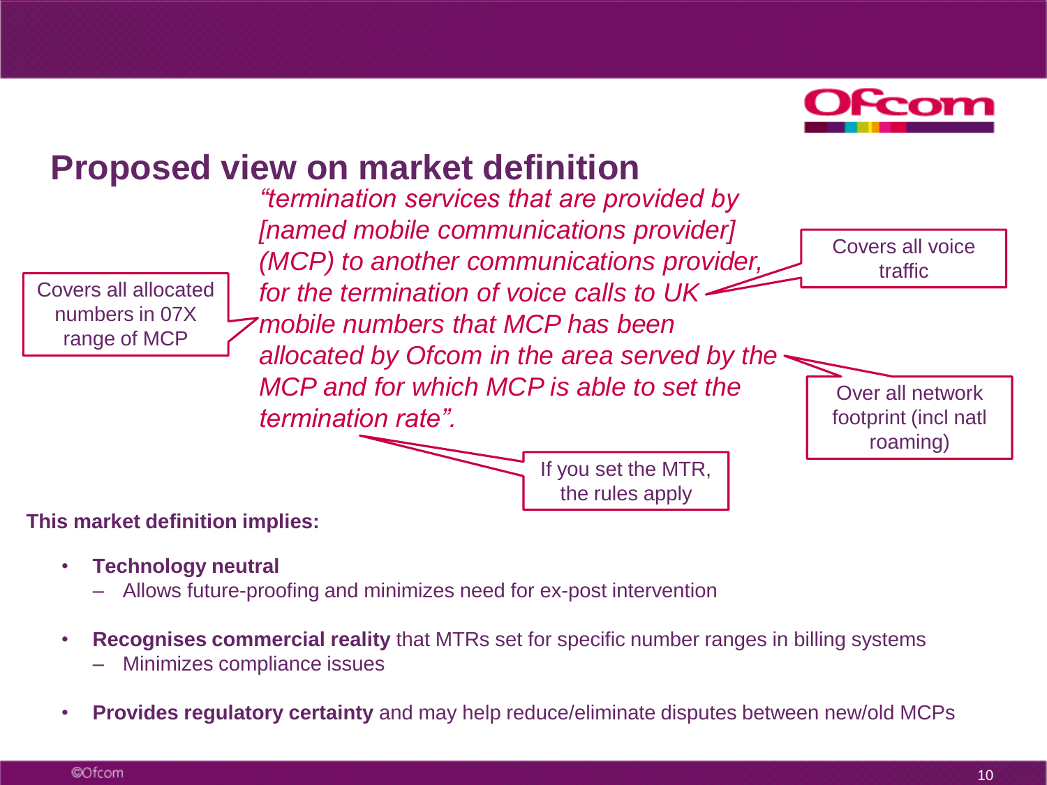# Proposed view on market definition

*"termination services that are provided by [named mobile communications provider] (MCP) to another communications provider, for the termination of voice calls to UK mobile numbers that MCP has been allocated by Ofcom in the area served by the MCP and for which MCP is able to set the termination rate".*

Covers all allocated numbers in 07X range of MCP

Covers all voice traffic

Over all network footprint (incl natl roaming)

If you set the MTR, the rules apply

**This market definition implies:**

- **Technology neutral**
  - Allows future-proofing and minimizes need for ex-post intervention
- **Recognises commercial reality** that MTRs set for specific number ranges in billing systems
  - Minimizes compliance issues
- **Provides regulatory certainty** and may help reduce/eliminate disputes between new/old MCPs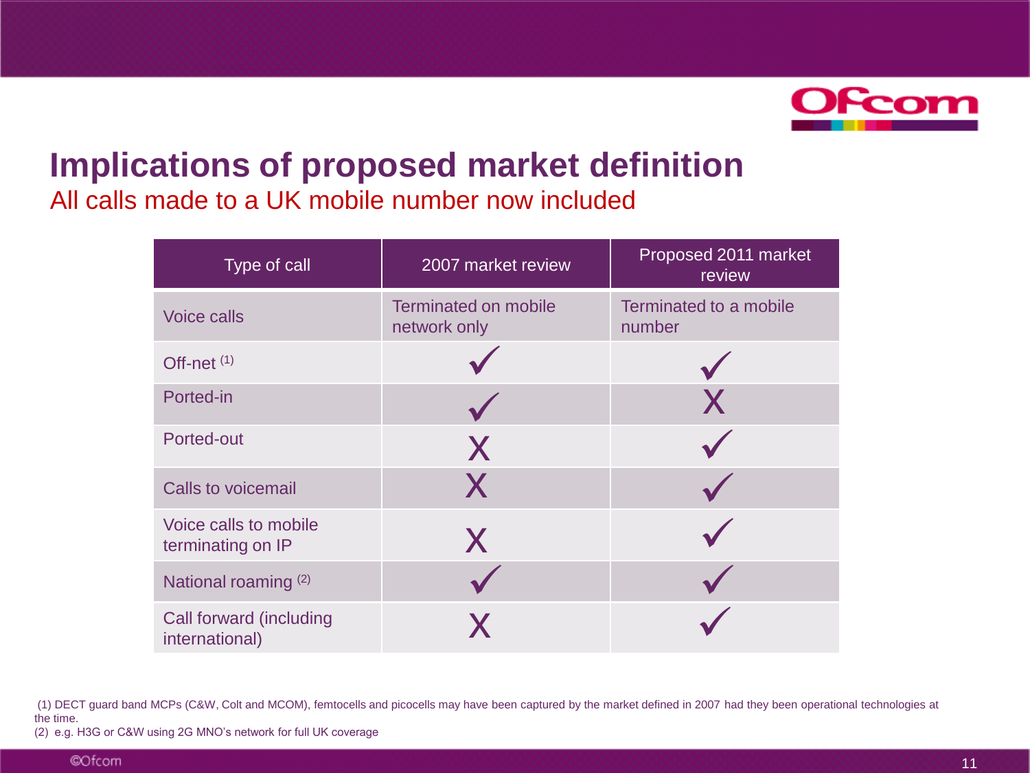# Implications of proposed market definition

## All calls made to a UK mobile number now included

| Type of call | 2007 market review | Proposed 2011 market review |
|---|---|---|
| Voice calls | Terminated on mobile network only | Terminated to a mobile number |
| Off-net [1] | ✓ | ✓ |
| Ported-in | ✓ | X |
| Ported-out | X | ✓ |
| Calls to voicemail | X | ✓ |
| Voice calls to mobile terminating on IP | X | ✓ |
| National roaming [2] | ✓ | ✓ |
| Call forward (including international) | X | ✓ |

(1) DECT guard band MCPs (C&W, Colt and MCOM), femtocells and picocells may have been captured by the market defined in 2007 had they been operational technologies at the time.

(2) e.g. H3G or C&W using 2G MNO's network for full UK coverage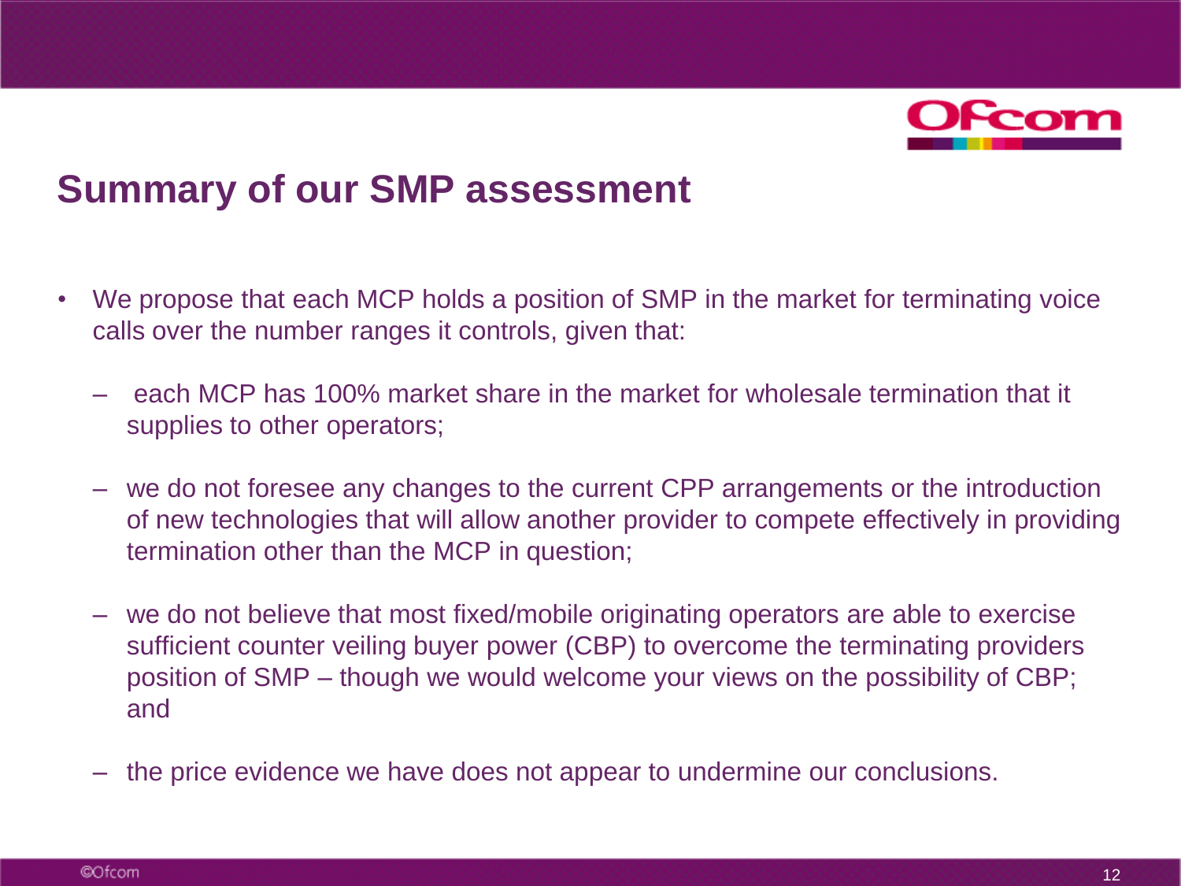# Summary of our SMP assessment

- We propose that each MCP holds a position of SMP in the market for terminating voice calls over the number ranges it controls, given that:
  - each MCP has 100% market share in the market for wholesale termination that it supplies to other operators;
  - we do not foresee any changes to the current CPP arrangements or the introduction of new technologies that will allow another provider to compete effectively in providing termination other than the MCP in question;
  - we do not believe that most fixed/mobile originating operators are able to exercise sufficient counter veiling buyer power (CBP) to overcome the terminating providers position of SMP – though we would welcome your views on the possibility of CBP; and
  - the price evidence we have does not appear to undermine our conclusions.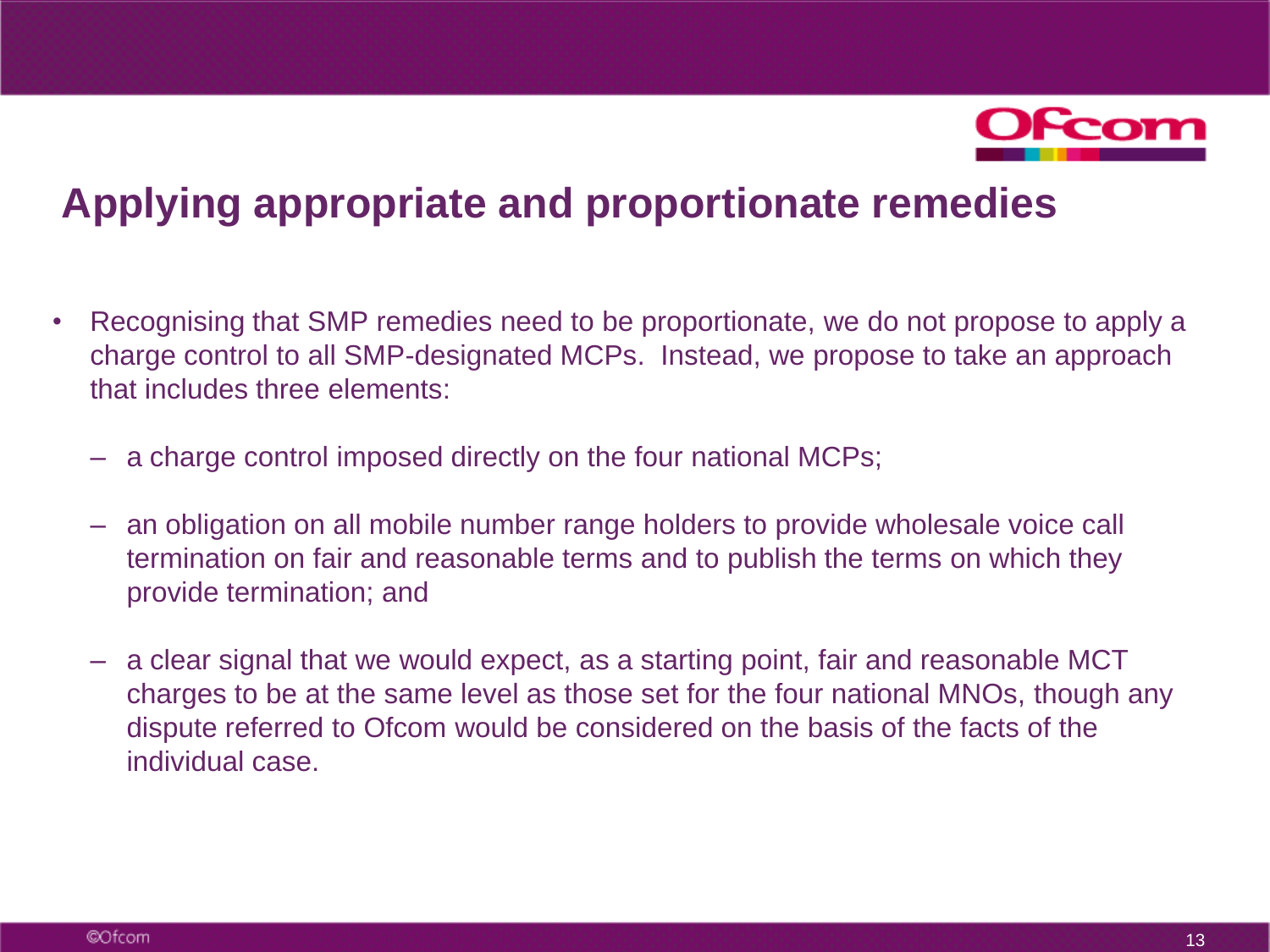# Applying appropriate and proportionate remedies

- Recognising that SMP remedies need to be proportionate, we do not propose to apply a charge control to all SMP-designated MCPs. Instead, we propose to take an approach that includes three elements:
  - a charge control imposed directly on the four national MCPs;
  - an obligation on all mobile number range holders to provide wholesale voice call termination on fair and reasonable terms and to publish the terms on which they provide termination; and
  - a clear signal that we would expect, as a starting point, fair and reasonable MCT charges to be at the same level as those set for the four national MNOs, though any dispute referred to Ofcom would be considered on the basis of the facts of the individual case.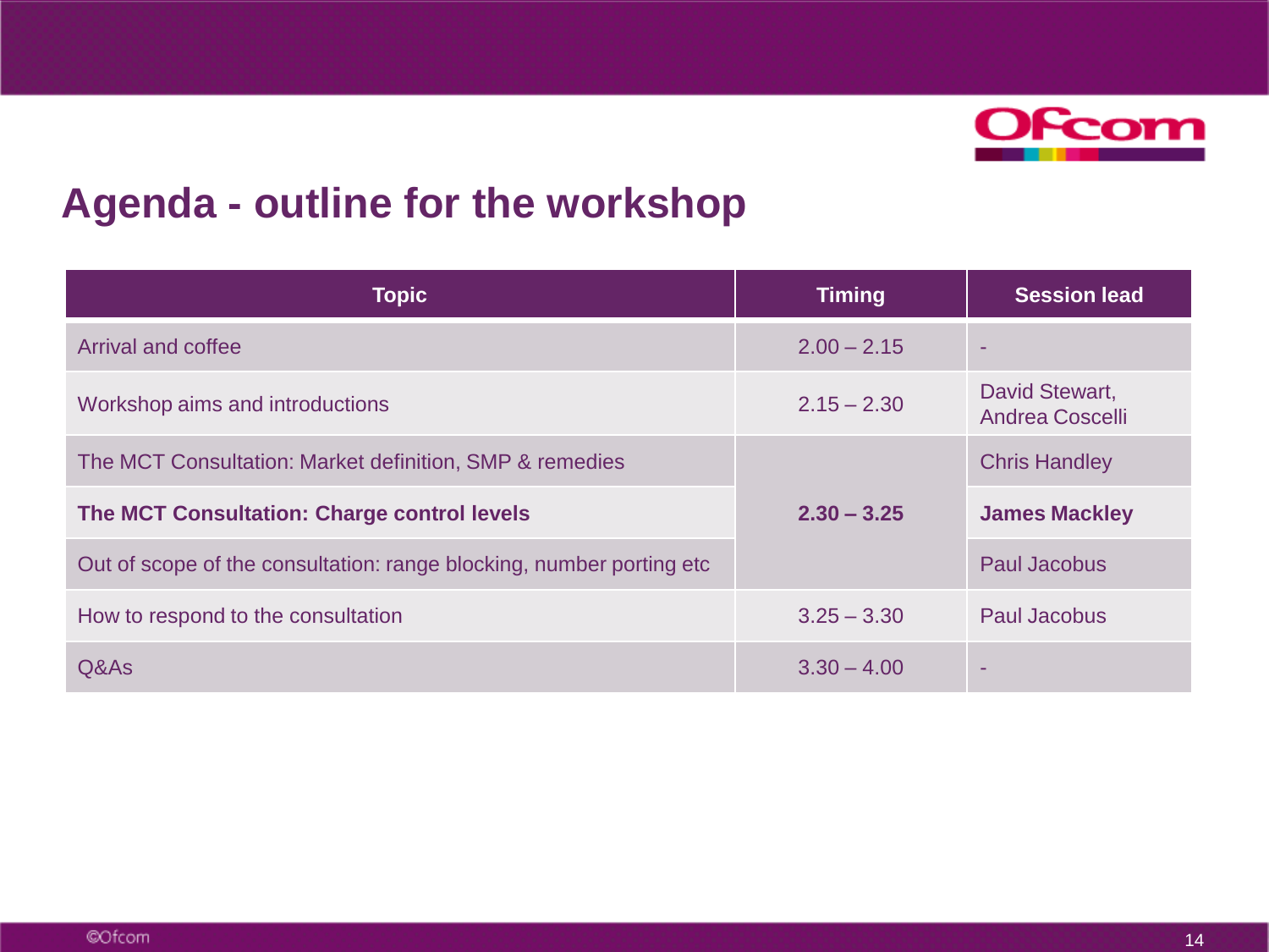## Agenda - outline for the workshop

| Topic | Timing | Session lead |
|---|---|---|
| Arrival and coffee | 2.00 – 2.15 | - |
| Workshop aims and introductions | 2.15 – 2.30 | David Stewart, Andrea Coscelli |
| The MCT Consultation: Market definition, SMP & remedies | 2.30 – 3.25 | Chris Handley |
| **The MCT Consultation: Charge control levels** | **2.30 – 3.25** | **James Mackley** |
| Out of scope of the consultation: range blocking, number porting etc | 2.30 – 3.25 | Paul Jacobus |
| How to respond to the consultation | 3.25 – 3.30 | Paul Jacobus |
| Q&As | 3.30 – 4.00 | - |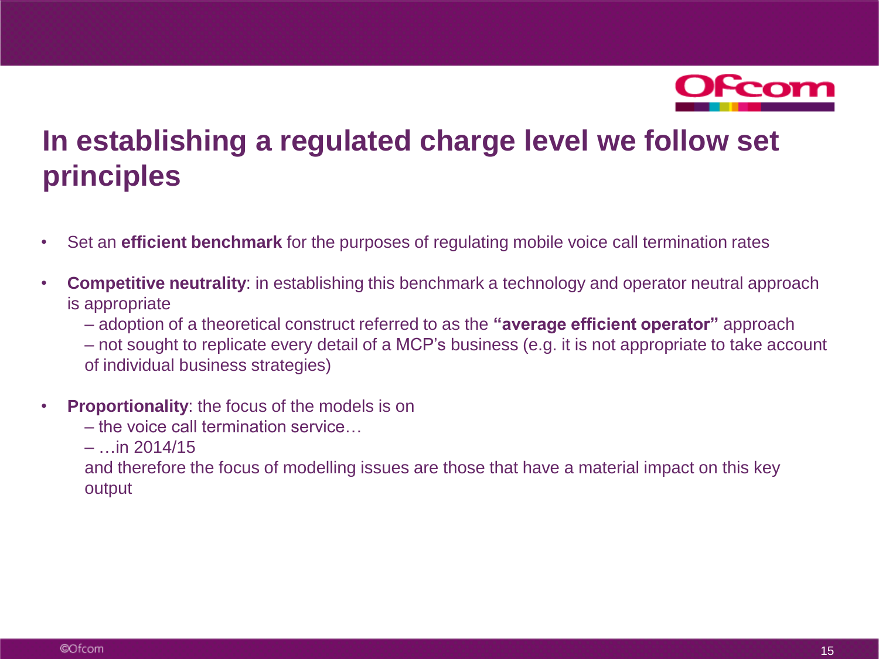# In establishing a regulated charge level we follow set principles

- Set an **efficient benchmark** for the purposes of regulating mobile voice call termination rates
- **Competitive neutrality**: in establishing this benchmark a technology and operator neutral approach is appropriate
  – adoption of a theoretical construct referred to as the **"average efficient operator"** approach
  – not sought to replicate every detail of a MCP's business (e.g. it is not appropriate to take account of individual business strategies)
- **Proportionality**: the focus of the models is on
  – the voice call termination service…
  – …in 2014/15
  and therefore the focus of modelling issues are those that have a material impact on this key output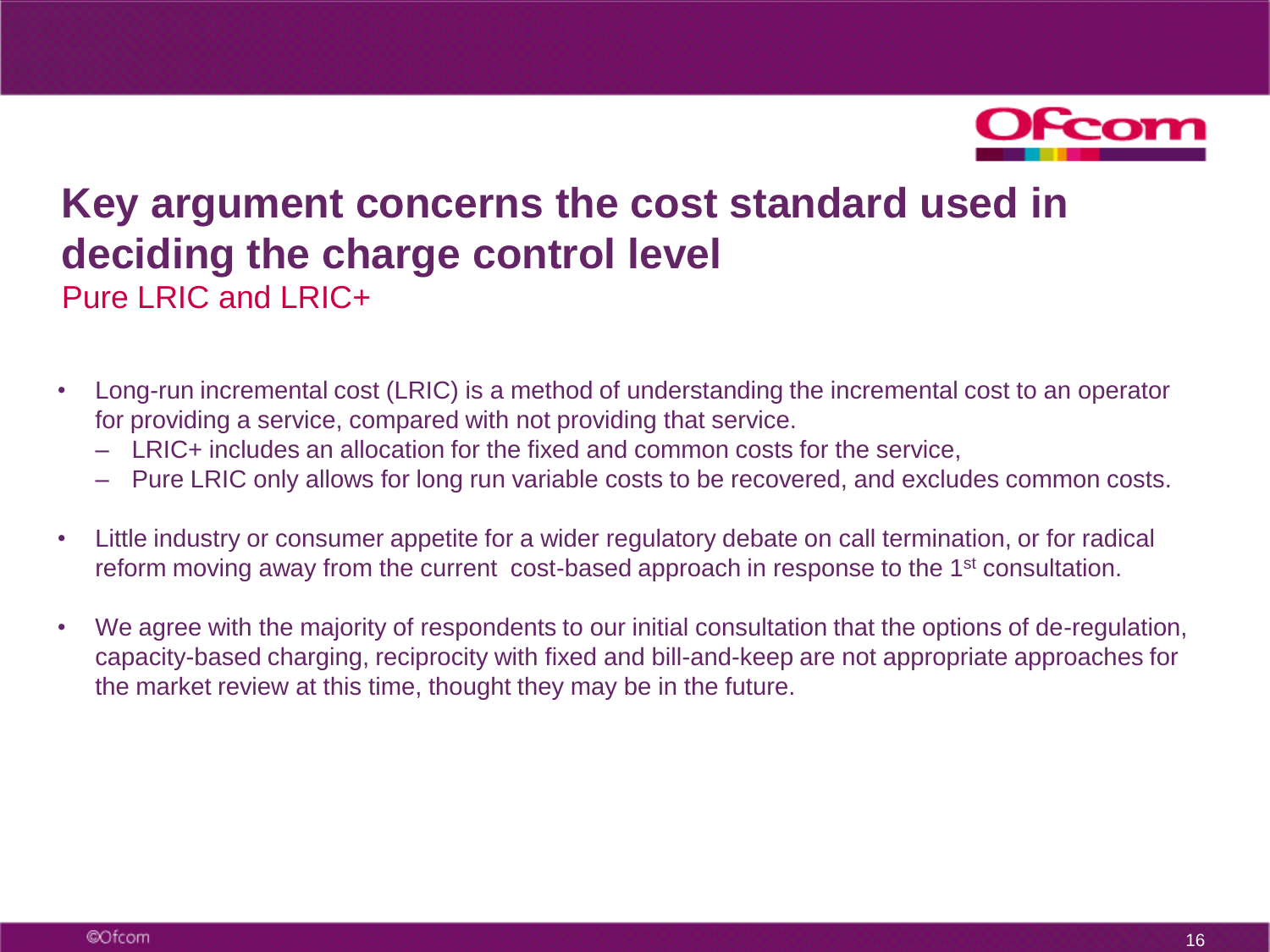# Key argument concerns the cost standard used in deciding the charge control level

## Pure LRIC and LRIC+

- Long-run incremental cost (LRIC) is a method of understanding the incremental cost to an operator for providing a service, compared with not providing that service.
  - LRIC+ includes an allocation for the fixed and common costs for the service,
  - Pure LRIC only allows for long run variable costs to be recovered, and excludes common costs.
- Little industry or consumer appetite for a wider regulatory debate on call termination, or for radical reform moving away from the current cost-based approach in response to the 1st consultation.
- We agree with the majority of respondents to our initial consultation that the options of de-regulation, capacity-based charging, reciprocity with fixed and bill-and-keep are not appropriate approaches for the market review at this time, thought they may be in the future.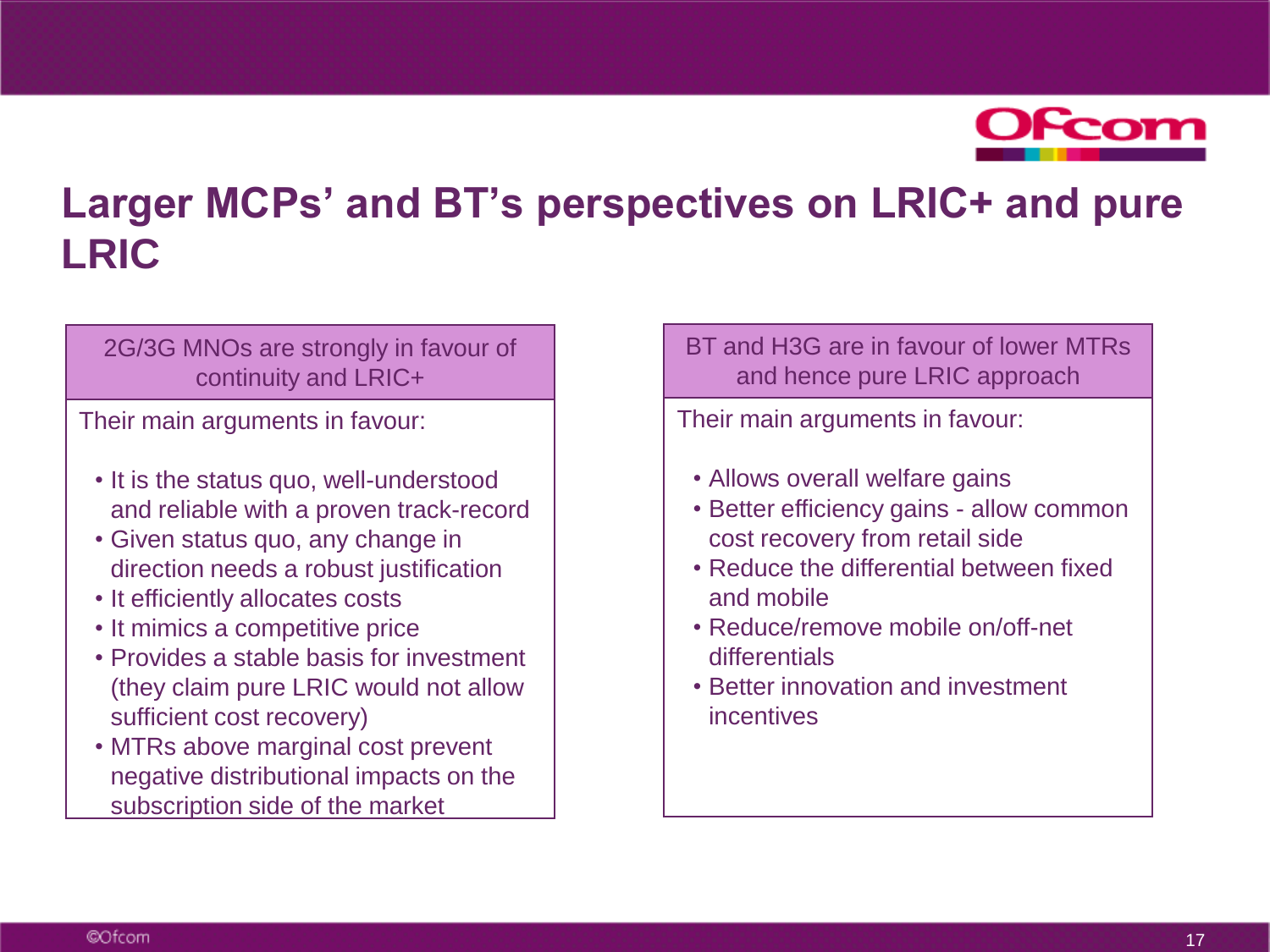# Larger MCPs' and BT's perspectives on LRIC+ and pure LRIC

**2G/3G MNOs are strongly in favour of continuity and LRIC+**

Their main arguments in favour:

- It is the status quo, well-understood and reliable with a proven track-record
- Given status quo, any change in direction needs a robust justification
- It efficiently allocates costs
- It mimics a competitive price
- Provides a stable basis for investment (they claim pure LRIC would not allow sufficient cost recovery)
- MTRs above marginal cost prevent negative distributional impacts on the subscription side of the market

**BT and H3G are in favour of lower MTRs and hence pure LRIC approach**

Their main arguments in favour:

- Allows overall welfare gains
- Better efficiency gains - allow common cost recovery from retail side
- Reduce the differential between fixed and mobile
- Reduce/remove mobile on/off-net differentials
- Better innovation and investment incentives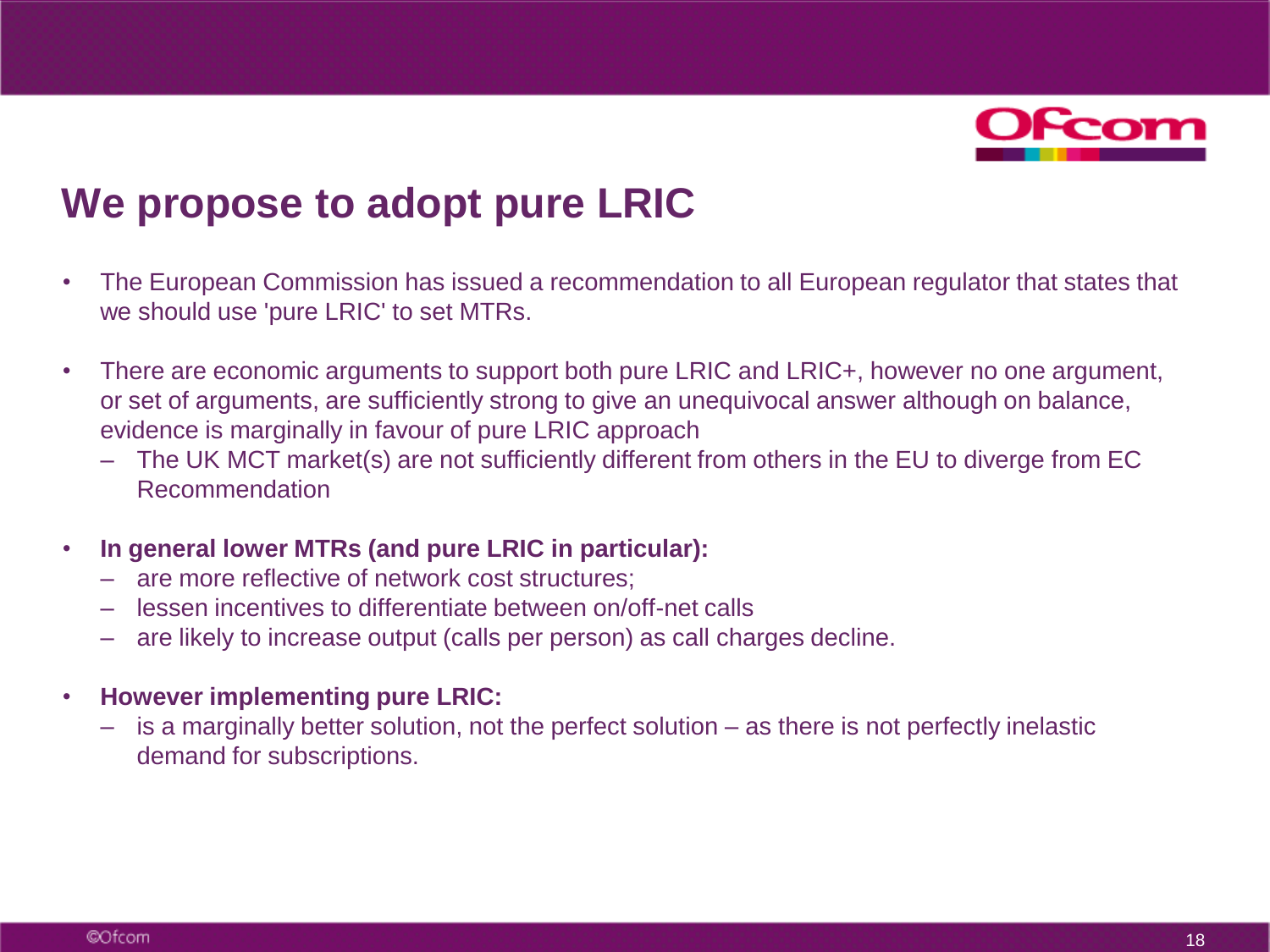# We propose to adopt pure LRIC

- The European Commission has issued a recommendation to all European regulator that states that we should use 'pure LRIC' to set MTRs.
- There are economic arguments to support both pure LRIC and LRIC+, however no one argument, or set of arguments, are sufficiently strong to give an unequivocal answer although on balance, evidence is marginally in favour of pure LRIC approach
  - The UK MCT market(s) are not sufficiently different from others in the EU to diverge from EC Recommendation
- **In general lower MTRs (and pure LRIC in particular):**
  - are more reflective of network cost structures;
  - lessen incentives to differentiate between on/off-net calls
  - are likely to increase output (calls per person) as call charges decline.
- **However implementing pure LRIC:**
  - is a marginally better solution, not the perfect solution – as there is not perfectly inelastic demand for subscriptions.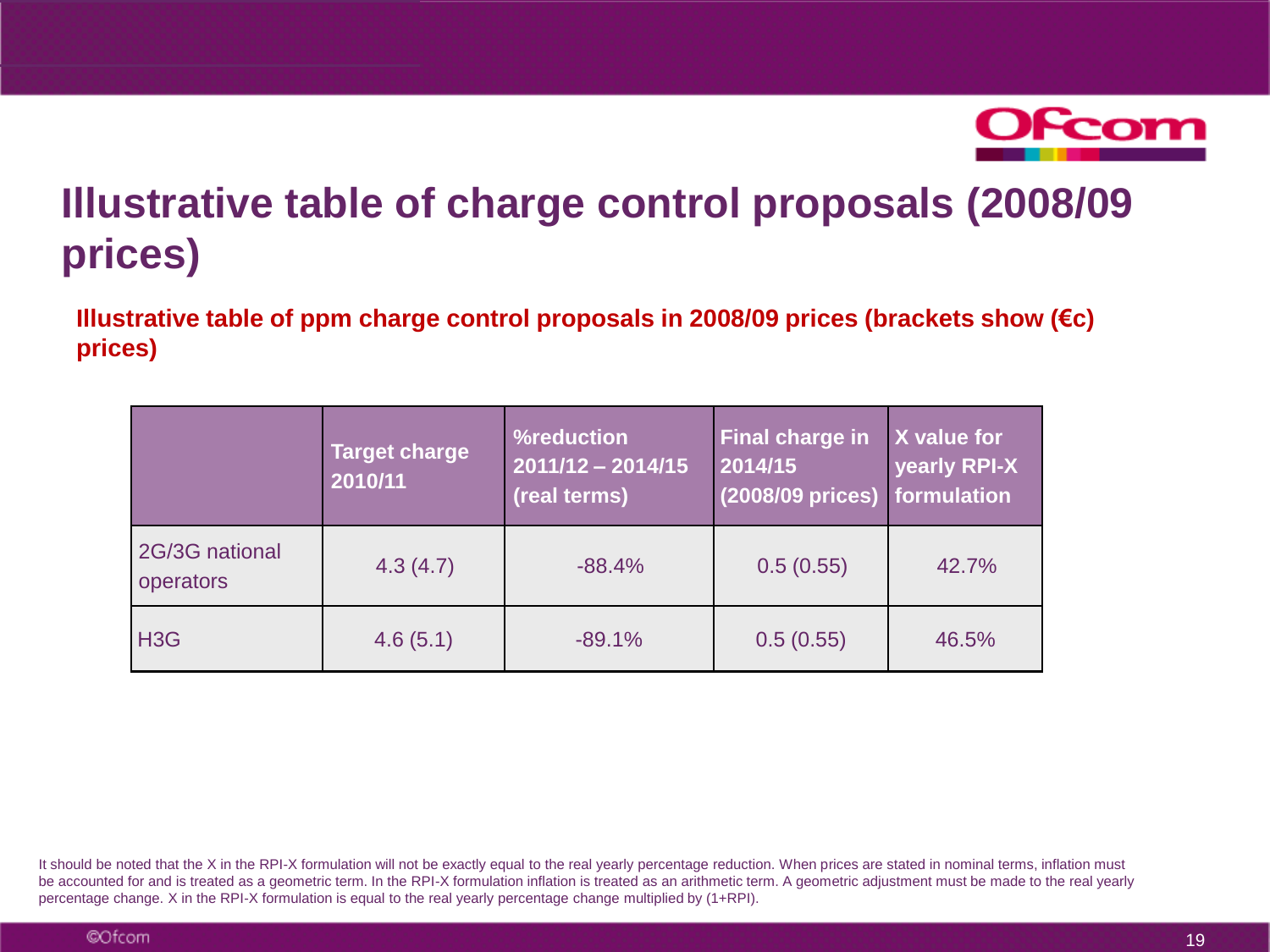# Illustrative table of charge control proposals (2008/09 prices)

**Illustrative table of ppm charge control proposals in 2008/09 prices (brackets show (€c) prices)**

| | Target charge 2010/11 | %reduction 2011/12 – 2014/15 (real terms) | Final charge in 2014/15 (2008/09 prices) | X value for yearly RPI-X formulation |
|---|---|---|---|---|
| 2G/3G national operators | 4.3 (4.7) | -88.4% | 0.5 (0.55) | 42.7% |
| H3G | 4.6 (5.1) | -89.1% | 0.5 (0.55) | 46.5% |

It should be noted that the X in the RPI-X formulation will not be exactly equal to the real yearly percentage reduction. When prices are stated in nominal terms, inflation must be accounted for and is treated as a geometric term. In the RPI-X formulation inflation is treated as an arithmetic term. A geometric adjustment must be made to the real yearly percentage change. X in the RPI-X formulation is equal to the real yearly percentage change multiplied by (1+RPI).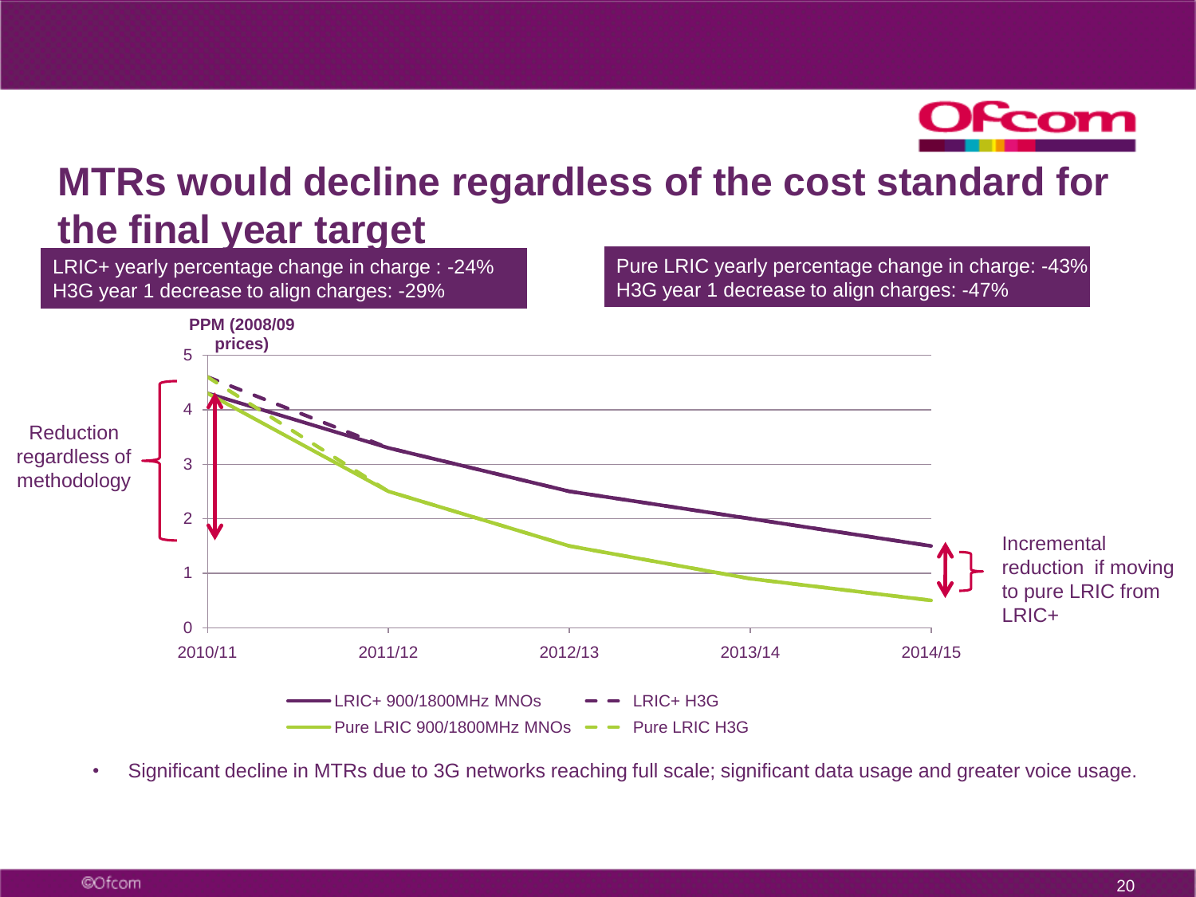# MTRs would decline regardless of the cost standard for the final year target

LRIC+ yearly percentage change in charge : -24%
H3G year 1 decrease to align charges: -29%

Pure LRIC yearly percentage change in charge: -43%
H3G year 1 decrease to align charges: -47%

PPM (2008/09 prices)

Reduction regardless of methodology

Incremental reduction if moving to pure LRIC from LRIC+

LRIC+ 900/1800MHz MNOs — LRIC+ H3G — Pure LRIC 900/1800MHz MNOs — Pure LRIC H3G

- Significant decline in MTRs due to 3G networks reaching full scale; significant data usage and greater voice usage.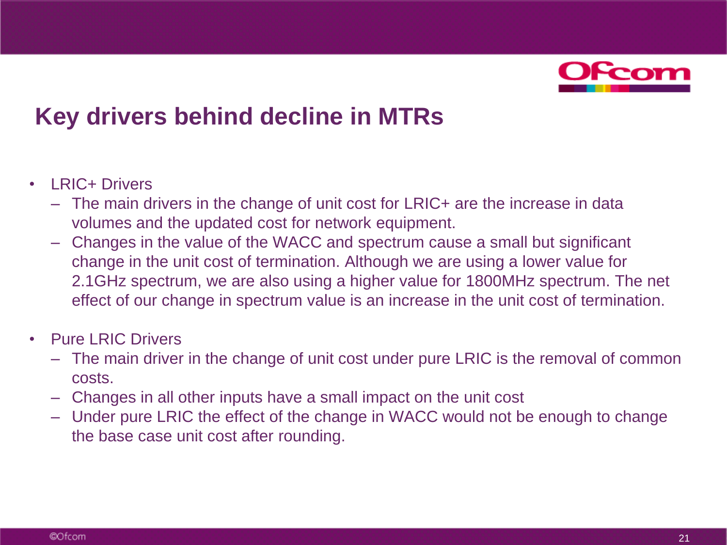# Key drivers behind decline in MTRs

- LRIC+ Drivers
  - The main drivers in the change of unit cost for LRIC+ are the increase in data volumes and the updated cost for network equipment.
  - Changes in the value of the WACC and spectrum cause a small but significant change in the unit cost of termination. Although we are using a lower value for 2.1GHz spectrum, we are also using a higher value for 1800MHz spectrum. The net effect of our change in spectrum value is an increase in the unit cost of termination.

- Pure LRIC Drivers
  - The main driver in the change of unit cost under pure LRIC is the removal of common costs.
  - Changes in all other inputs have a small impact on the unit cost
  - Under pure LRIC the effect of the change in WACC would not be enough to change the base case unit cost after rounding.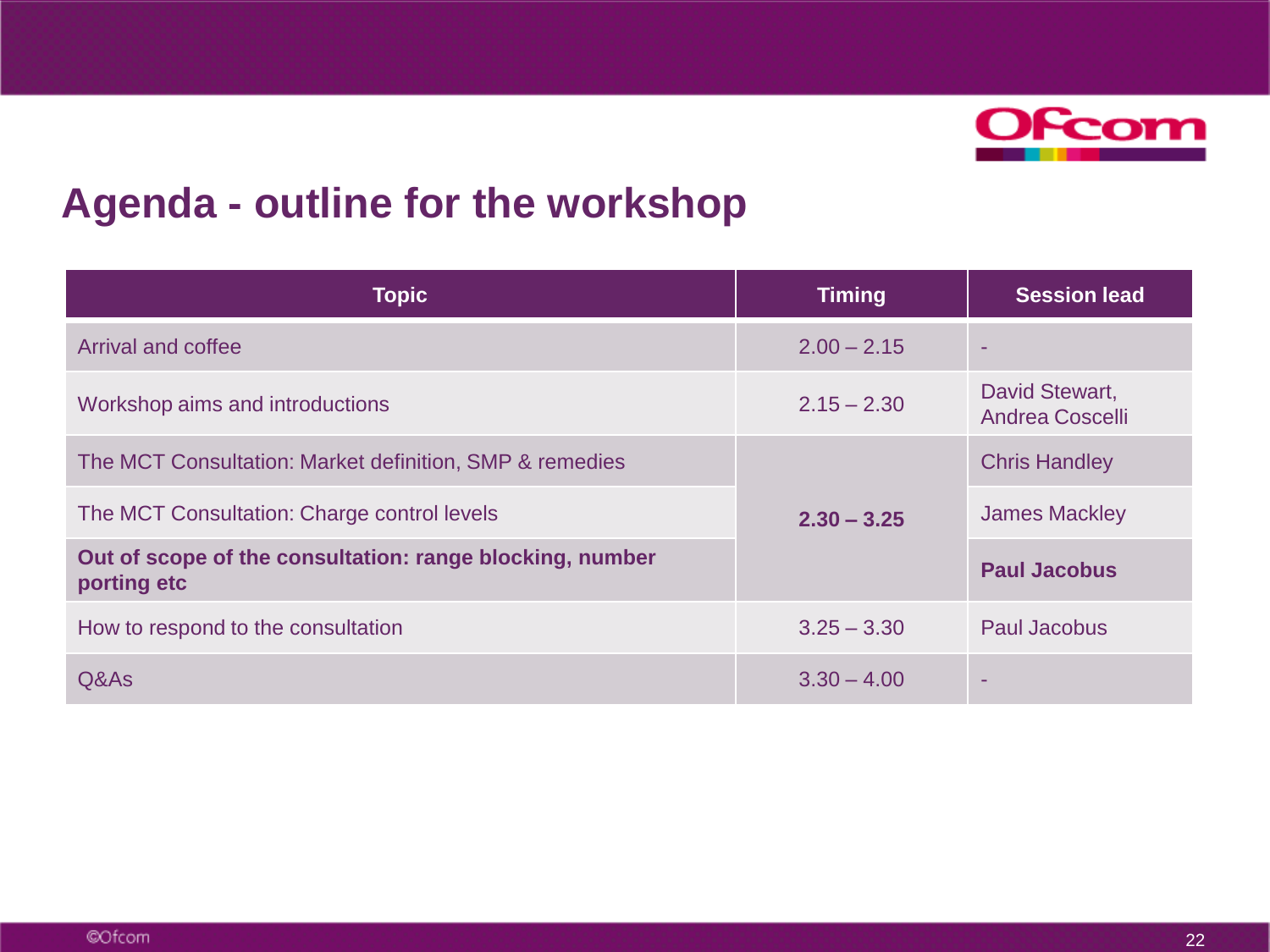## Agenda - outline for the workshop

| Topic | Timing | Session lead |
|---|---|---|
| Arrival and coffee | 2.00 – 2.15 | - |
| Workshop aims and introductions | 2.15 – 2.30 | David Stewart, Andrea Coscelli |
| The MCT Consultation: Market definition, SMP & remedies | **2.30 – 3.25** | Chris Handley |
| The MCT Consultation: Charge control levels | | James Mackley |
| **Out of scope of the consultation: range blocking, number porting etc** | | **Paul Jacobus** |
| How to respond to the consultation | 3.25 – 3.30 | Paul Jacobus |
| Q&As | 3.30 – 4.00 | - |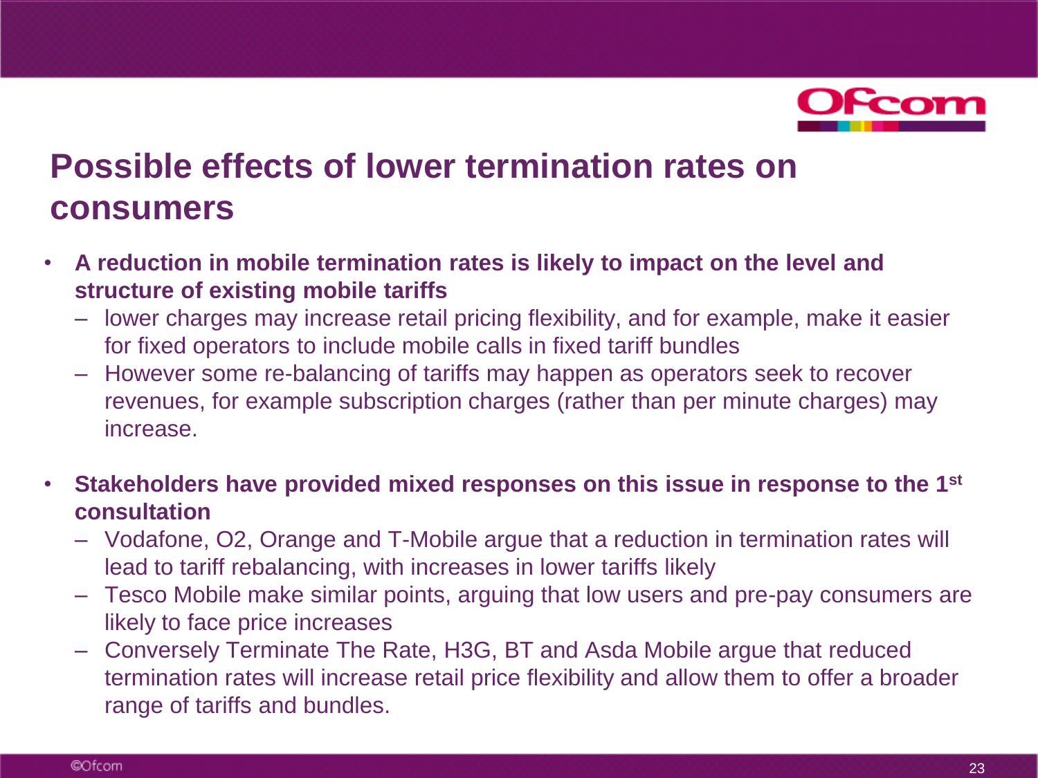# Possible effects of lower termination rates on consumers

- **A reduction in mobile termination rates is likely to impact on the level and structure of existing mobile tariffs**
  - lower charges may increase retail pricing flexibility, and for example, make it easier for fixed operators to include mobile calls in fixed tariff bundles
  - However some re-balancing of tariffs may happen as operators seek to recover revenues, for example subscription charges (rather than per minute charges) may increase.

- **Stakeholders have provided mixed responses on this issue in response to the 1st consultation**
  - Vodafone, O2, Orange and T-Mobile argue that a reduction in termination rates will lead to tariff rebalancing, with increases in lower tariffs likely
  - Tesco Mobile make similar points, arguing that low users and pre-pay consumers are likely to face price increases
  - Conversely Terminate The Rate, H3G, BT and Asda Mobile argue that reduced termination rates will increase retail price flexibility and allow them to offer a broader range of tariffs and bundles.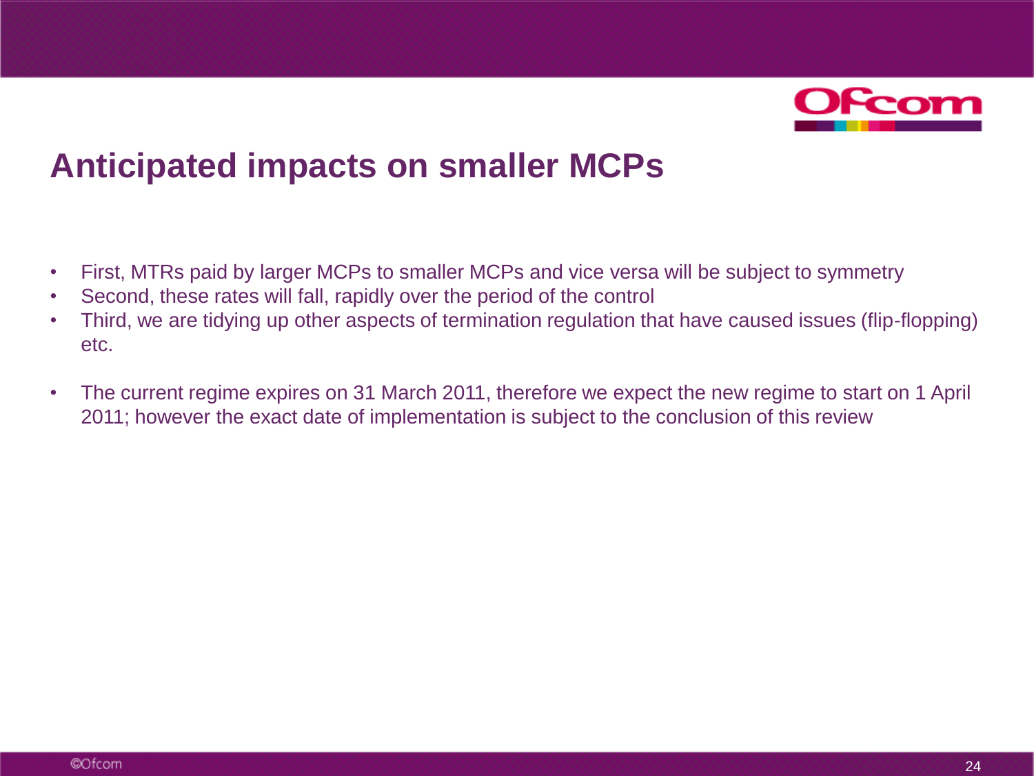# Anticipated impacts on smaller MCPs

- First, MTRs paid by larger MCPs to smaller MCPs and vice versa will be subject to symmetry
- Second, these rates will fall, rapidly over the period of the control
- Third, we are tidying up other aspects of termination regulation that have caused issues (flip-flopping) etc.

- The current regime expires on 31 March 2011, therefore we expect the new regime to start on 1 April 2011; however the exact date of implementation is subject to the conclusion of this review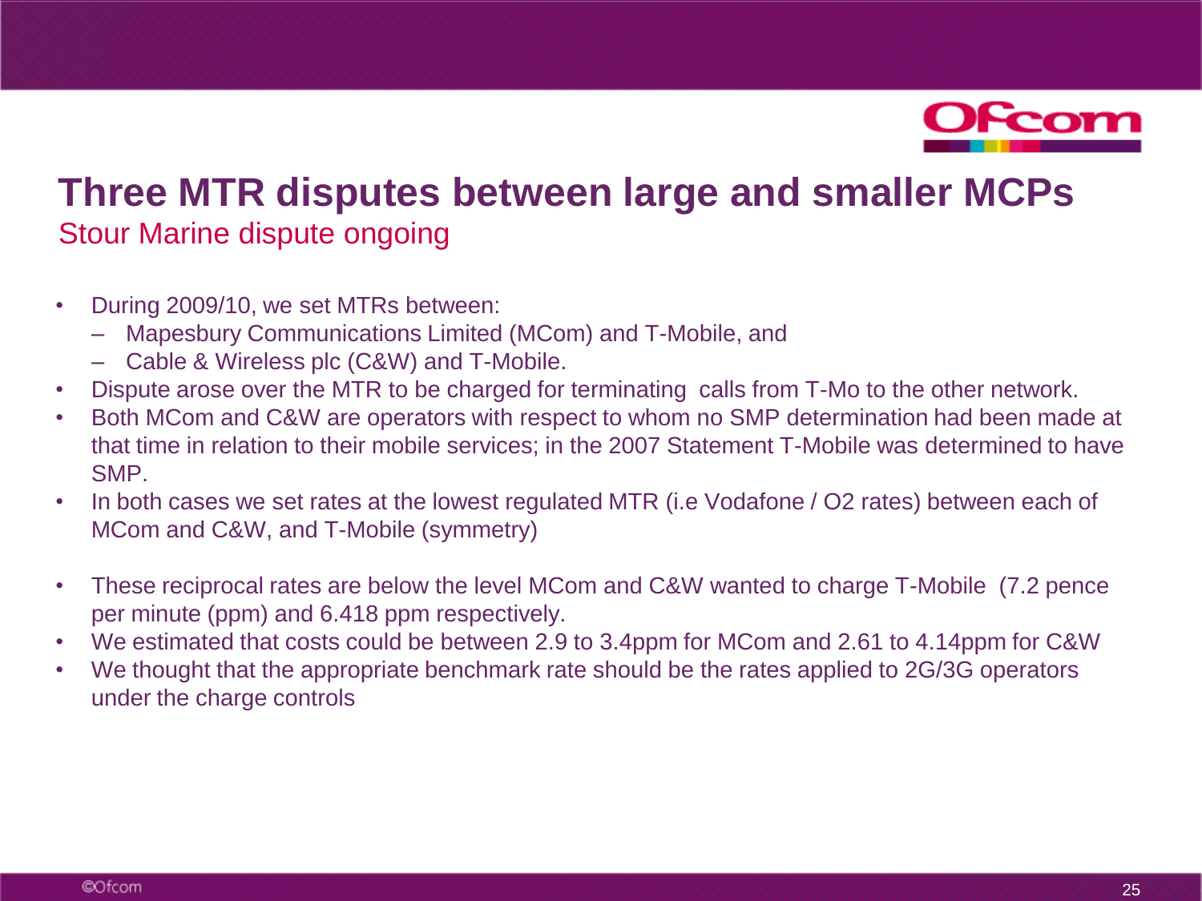# Three MTR disputes between large and smaller MCPs

## Stour Marine dispute ongoing

- During 2009/10, we set MTRs between:
  - Mapesbury Communications Limited (MCom) and T-Mobile, and
  - Cable & Wireless plc (C&W) and T-Mobile.
- Dispute arose over the MTR to be charged for terminating calls from T-Mo to the other network.
- Both MCom and C&W are operators with respect to whom no SMP determination had been made at that time in relation to their mobile services; in the 2007 Statement T-Mobile was determined to have SMP.
- In both cases we set rates at the lowest regulated MTR (i.e Vodafone / O2 rates) between each of MCom and C&W, and T-Mobile (symmetry)

- These reciprocal rates are below the level MCom and C&W wanted to charge T-Mobile (7.2 pence per minute (ppm) and 6.418 ppm respectively.
- We estimated that costs could be between 2.9 to 3.4ppm for MCom and 2.61 to 4.14ppm for C&W
- We thought that the appropriate benchmark rate should be the rates applied to 2G/3G operators under the charge controls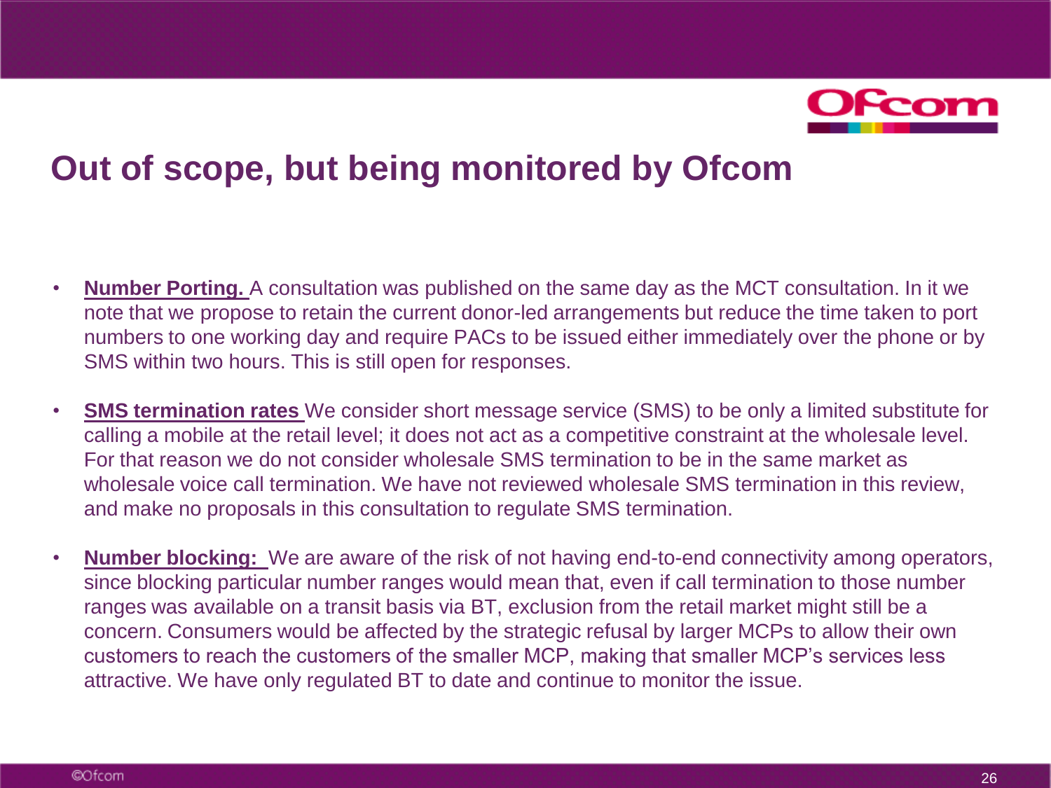# Out of scope, but being monitored by Ofcom

- **Number Porting.** A consultation was published on the same day as the MCT consultation. In it we note that we propose to retain the current donor-led arrangements but reduce the time taken to port numbers to one working day and require PACs to be issued either immediately over the phone or by SMS within two hours. This is still open for responses.
- **SMS termination rates** We consider short message service (SMS) to be only a limited substitute for calling a mobile at the retail level; it does not act as a competitive constraint at the wholesale level. For that reason we do not consider wholesale SMS termination to be in the same market as wholesale voice call termination. We have not reviewed wholesale SMS termination in this review, and make no proposals in this consultation to regulate SMS termination.
- **Number blocking:** We are aware of the risk of not having end-to-end connectivity among operators, since blocking particular number ranges would mean that, even if call termination to those number ranges was available on a transit basis via BT, exclusion from the retail market might still be a concern. Consumers would be affected by the strategic refusal by larger MCPs to allow their own customers to reach the customers of the smaller MCP, making that smaller MCP's services less attractive. We have only regulated BT to date and continue to monitor the issue.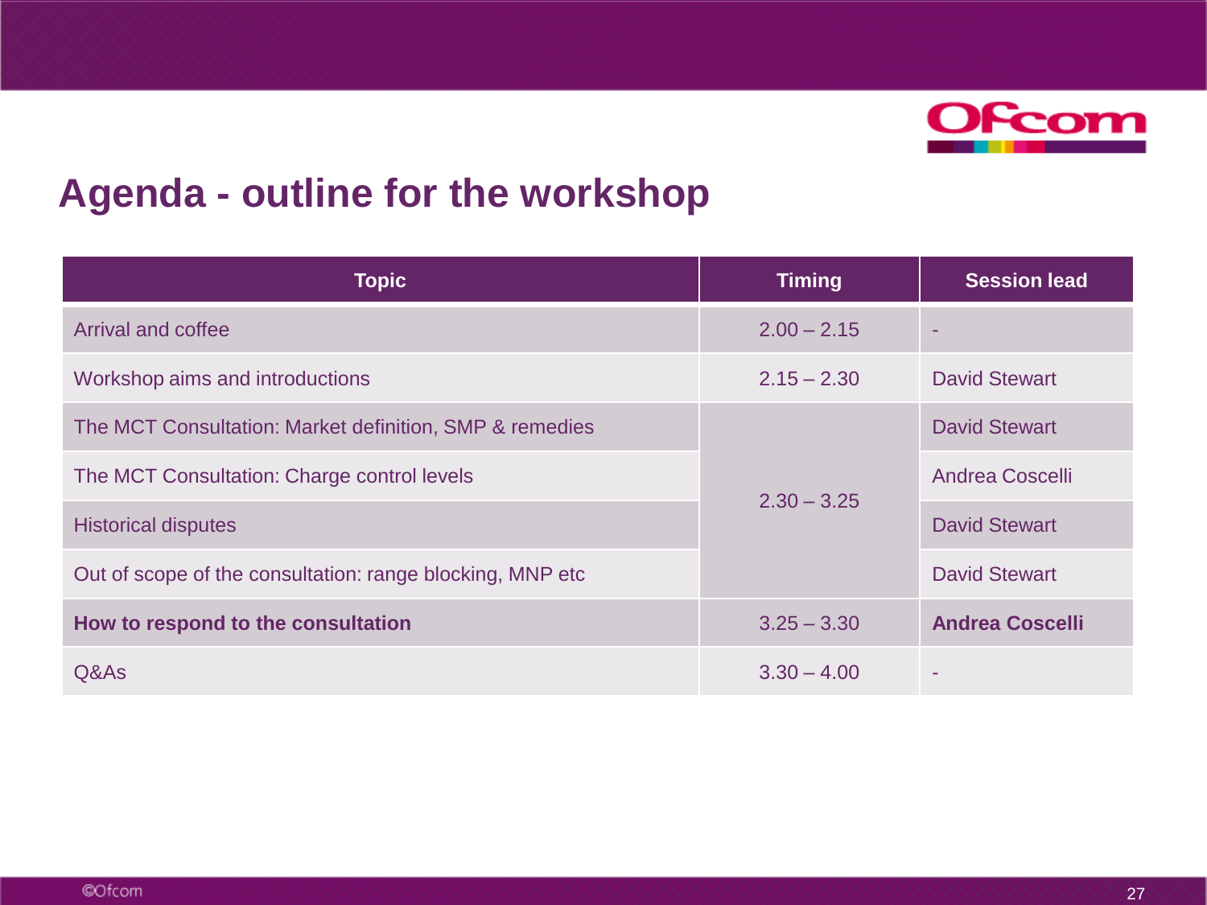# Agenda - outline for the workshop

| Topic | Timing | Session lead |
|---|---|---|
| Arrival and coffee | 2.00 – 2.15 | - |
| Workshop aims and introductions | 2.15 – 2.30 | David Stewart |
| The MCT Consultation: Market definition, SMP & remedies | 2.30 – 3.25 | David Stewart |
| The MCT Consultation: Charge control levels | | Andrea Coscelli |
| Historical disputes | | David Stewart |
| Out of scope of the consultation: range blocking, MNP etc | | David Stewart |
| **How to respond to the consultation** | 3.25 – 3.30 | **Andrea Coscelli** |
| Q&As | 3.30 – 4.00 | - |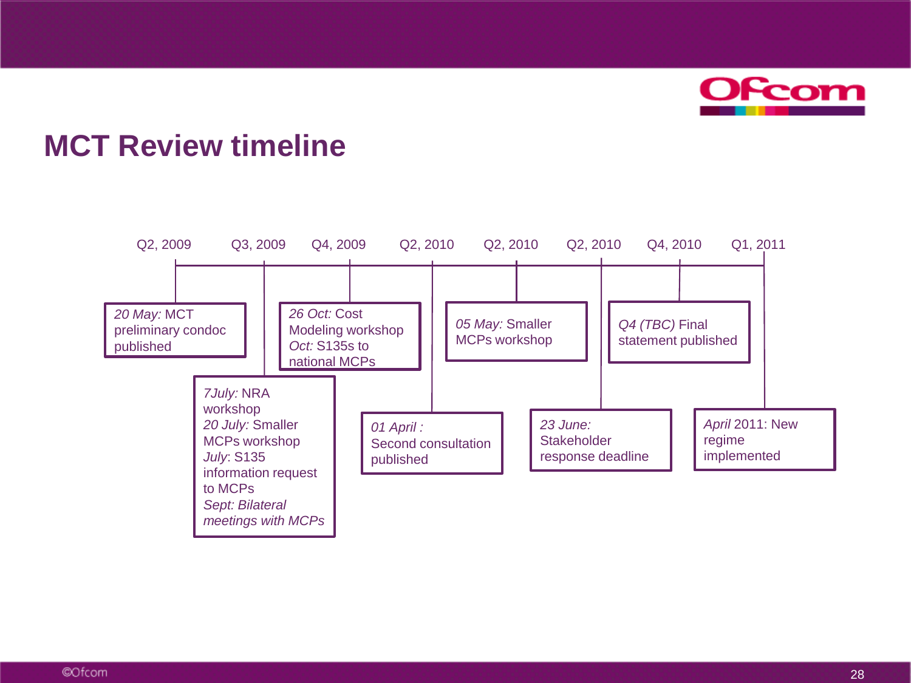# MCT Review timeline

Q2, 2009

Q3, 2009

Q4, 2009

Q2, 2010

Q2, 2010

Q2, 2010

Q4, 2010

Q1, 2011

*20 May:* MCT preliminary condoc published

*7July:* NRA workshop
*20 July:* Smaller MCPs workshop
*July*: S135 information request to MCPs
*Sept: Bilateral meetings with MCPs*

*26 Oct:* Cost Modeling workshop
*Oct:* S135s to national MCPs

*01 April :*
Second consultation published

*05 May:* Smaller MCPs workshop

*23 June:*
Stakeholder response deadline

*Q4 (TBC)* Final statement published

*April* 2011: New regime implemented